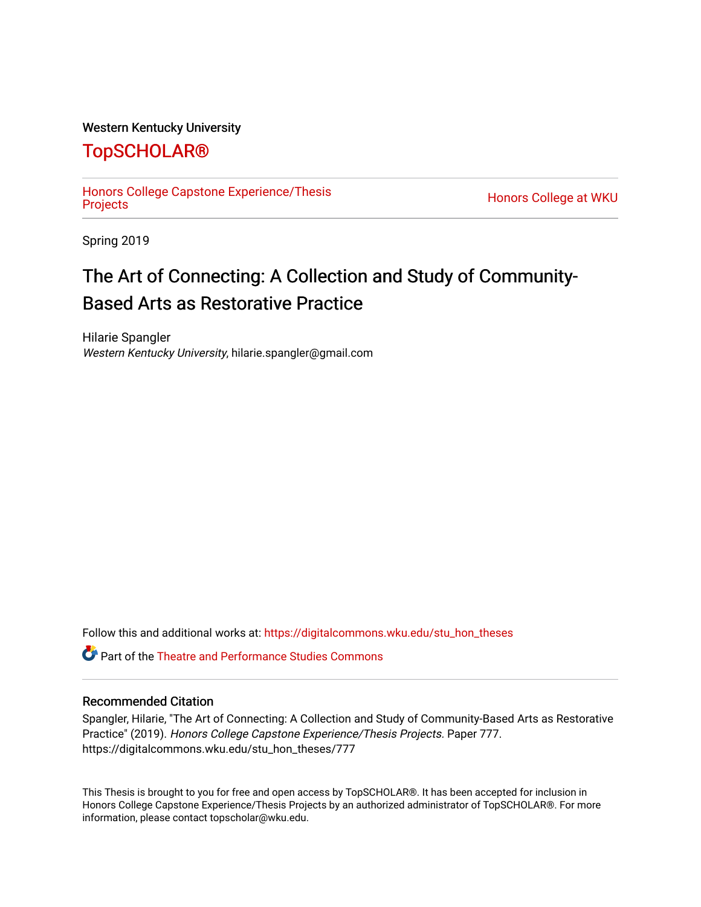Western Kentucky University

# TopSCHOLAR®

Honors College Capstone Experience/Thesis Projects

Honors College at WKU

Spring 2019

## The Art of Connecting: A Collection and Study of Community-Based Arts as Restorative Practice

Hilarie Spangler
*Western Kentucky University*, hilarie.spangler@gmail.com

Follow this and additional works at: https://digitalcommons.wku.edu/stu_hon_theses

Part of the Theatre and Performance Studies Commons

### Recommended Citation

Spangler, Hilarie, "The Art of Connecting: A Collection and Study of Community-Based Arts as Restorative Practice" (2019). *Honors College Capstone Experience/Thesis Projects.* Paper 777.
https://digitalcommons.wku.edu/stu_hon_theses/777

This Thesis is brought to you for free and open access by TopSCHOLAR®. It has been accepted for inclusion in Honors College Capstone Experience/Thesis Projects by an authorized administrator of TopSCHOLAR®. For more information, please contact topscholar@wku.edu.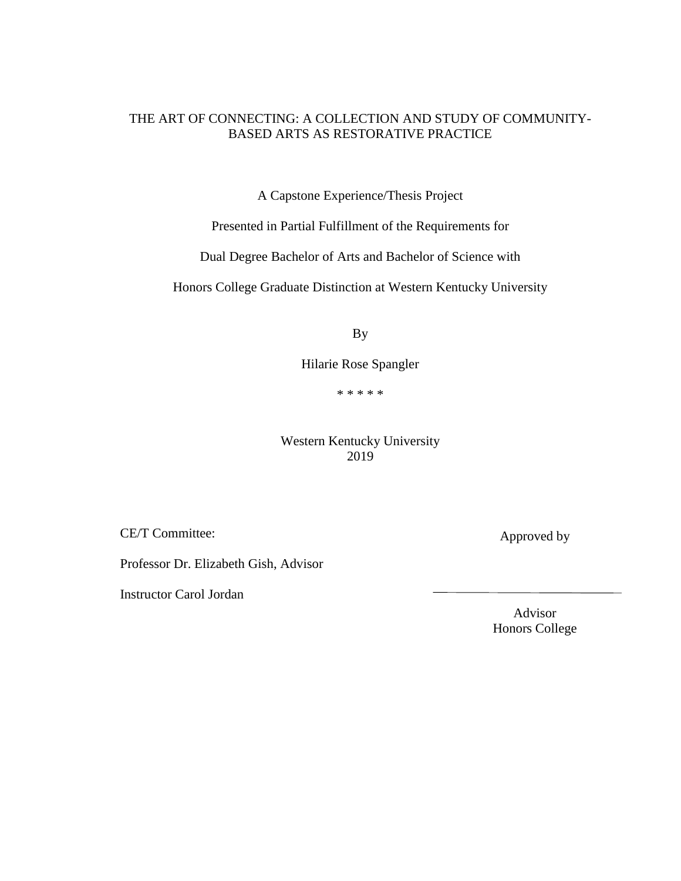THE ART OF CONNECTING: A COLLECTION AND STUDY OF COMMUNITY-BASED ARTS AS RESTORATIVE PRACTICE

A Capstone Experience/Thesis Project

Presented in Partial Fulfillment of the Requirements for

Dual Degree Bachelor of Arts and Bachelor of Science with

Honors College Graduate Distinction at Western Kentucky University

By

Hilarie Rose Spangler

* * * * *

Western Kentucky University
2019

CE/T Committee:

Professor Dr. Elizabeth Gish, Advisor

Instructor Carol Jordan

Approved by

___________________________

Advisor
Honors College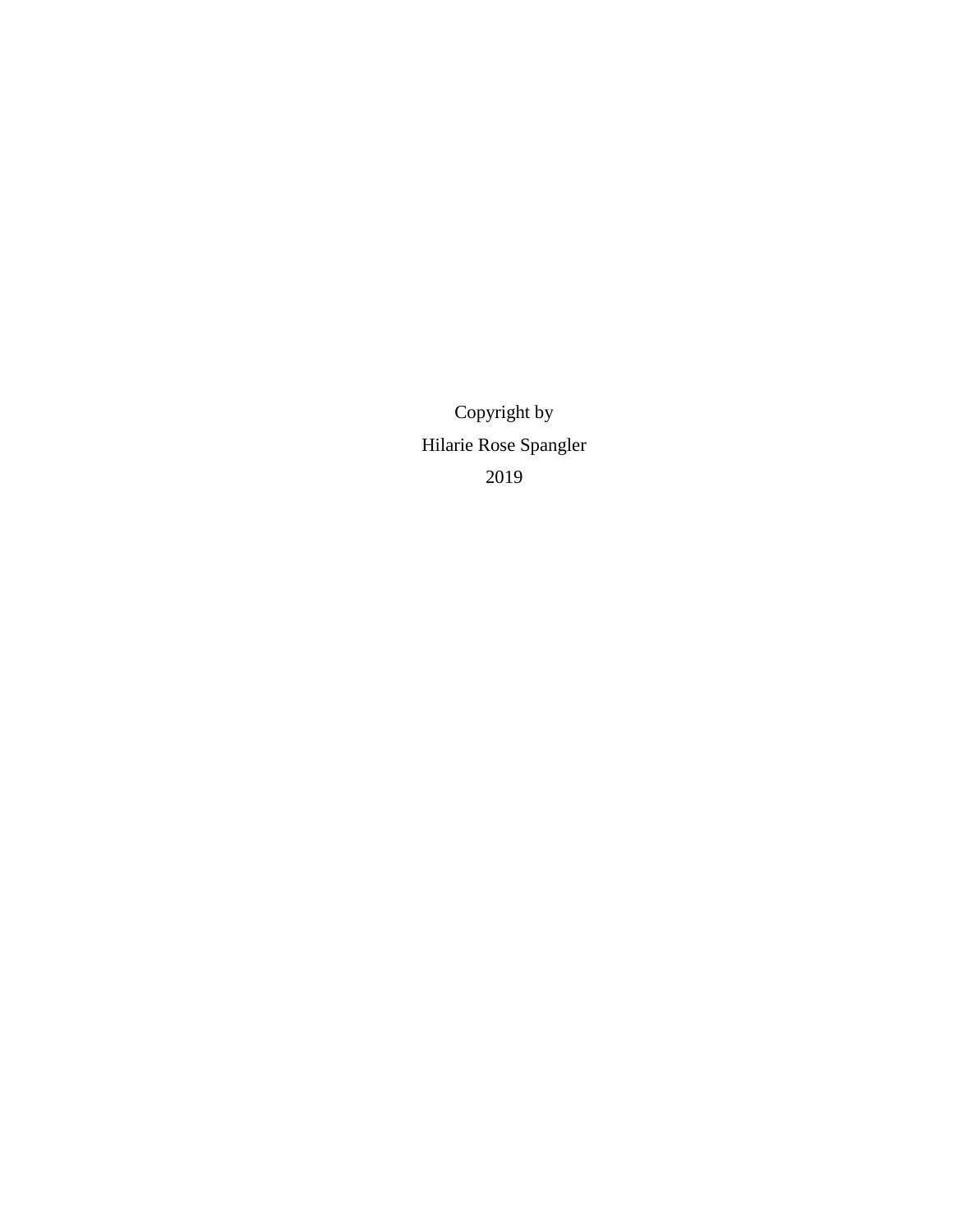Copyright by

Hilarie Rose Spangler

2019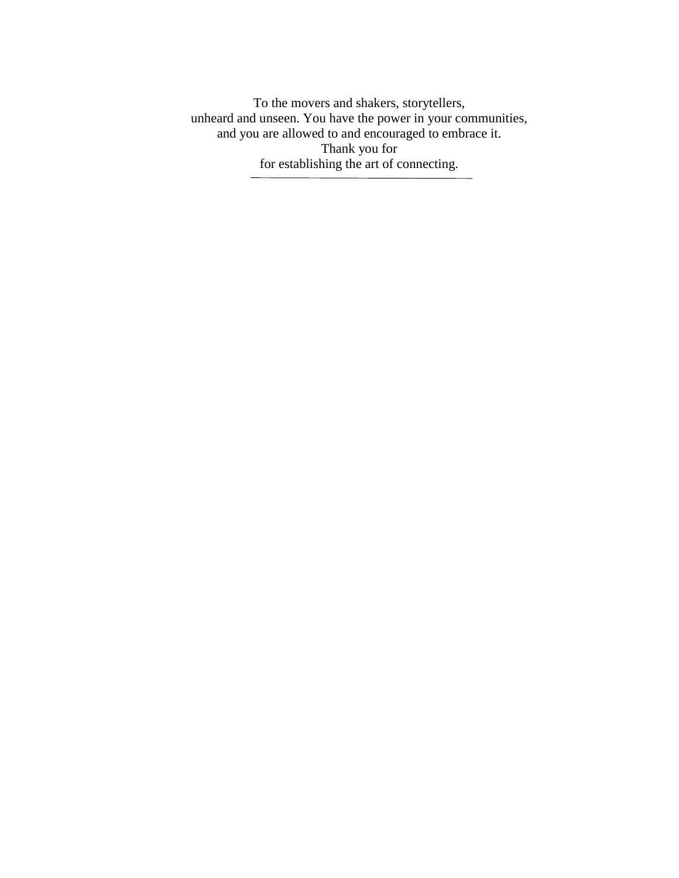To the movers and shakers, storytellers,
unheard and unseen. You have the power in your communities,
and you are allowed to and encouraged to embrace it.
Thank you for
for establishing the art of connecting.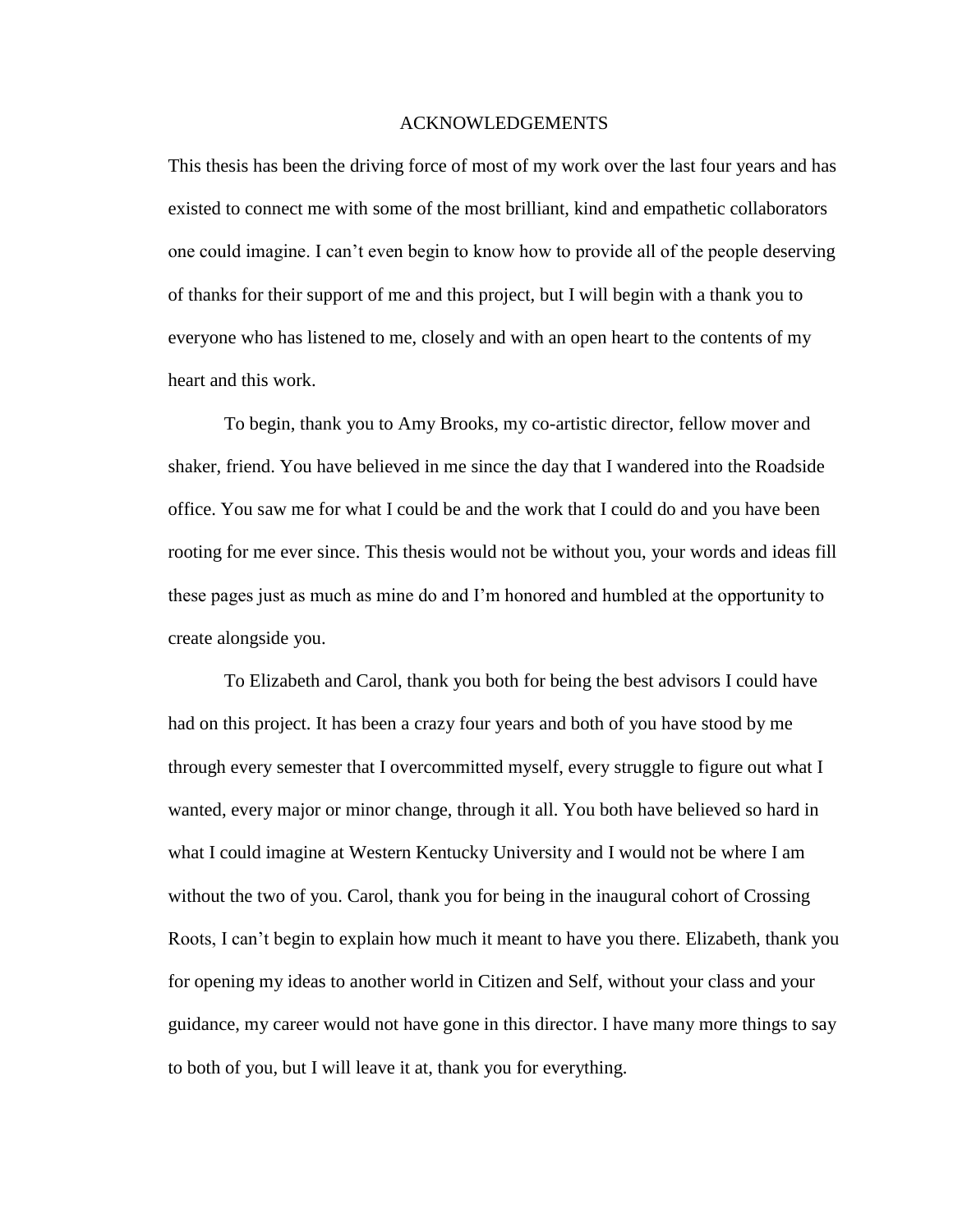# ACKNOWLEDGEMENTS

This thesis has been the driving force of most of my work over the last four years and has existed to connect me with some of the most brilliant, kind and empathetic collaborators one could imagine. I can't even begin to know how to provide all of the people deserving of thanks for their support of me and this project, but I will begin with a thank you to everyone who has listened to me, closely and with an open heart to the contents of my heart and this work.

To begin, thank you to Amy Brooks, my co-artistic director, fellow mover and shaker, friend. You have believed in me since the day that I wandered into the Roadside office. You saw me for what I could be and the work that I could do and you have been rooting for me ever since. This thesis would not be without you, your words and ideas fill these pages just as much as mine do and I'm honored and humbled at the opportunity to create alongside you.

To Elizabeth and Carol, thank you both for being the best advisors I could have had on this project. It has been a crazy four years and both of you have stood by me through every semester that I overcommitted myself, every struggle to figure out what I wanted, every major or minor change, through it all. You both have believed so hard in what I could imagine at Western Kentucky University and I would not be where I am without the two of you. Carol, thank you for being in the inaugural cohort of Crossing Roots, I can't begin to explain how much it meant to have you there. Elizabeth, thank you for opening my ideas to another world in Citizen and Self, without your class and your guidance, my career would not have gone in this director. I have many more things to say to both of you, but I will leave it at, thank you for everything.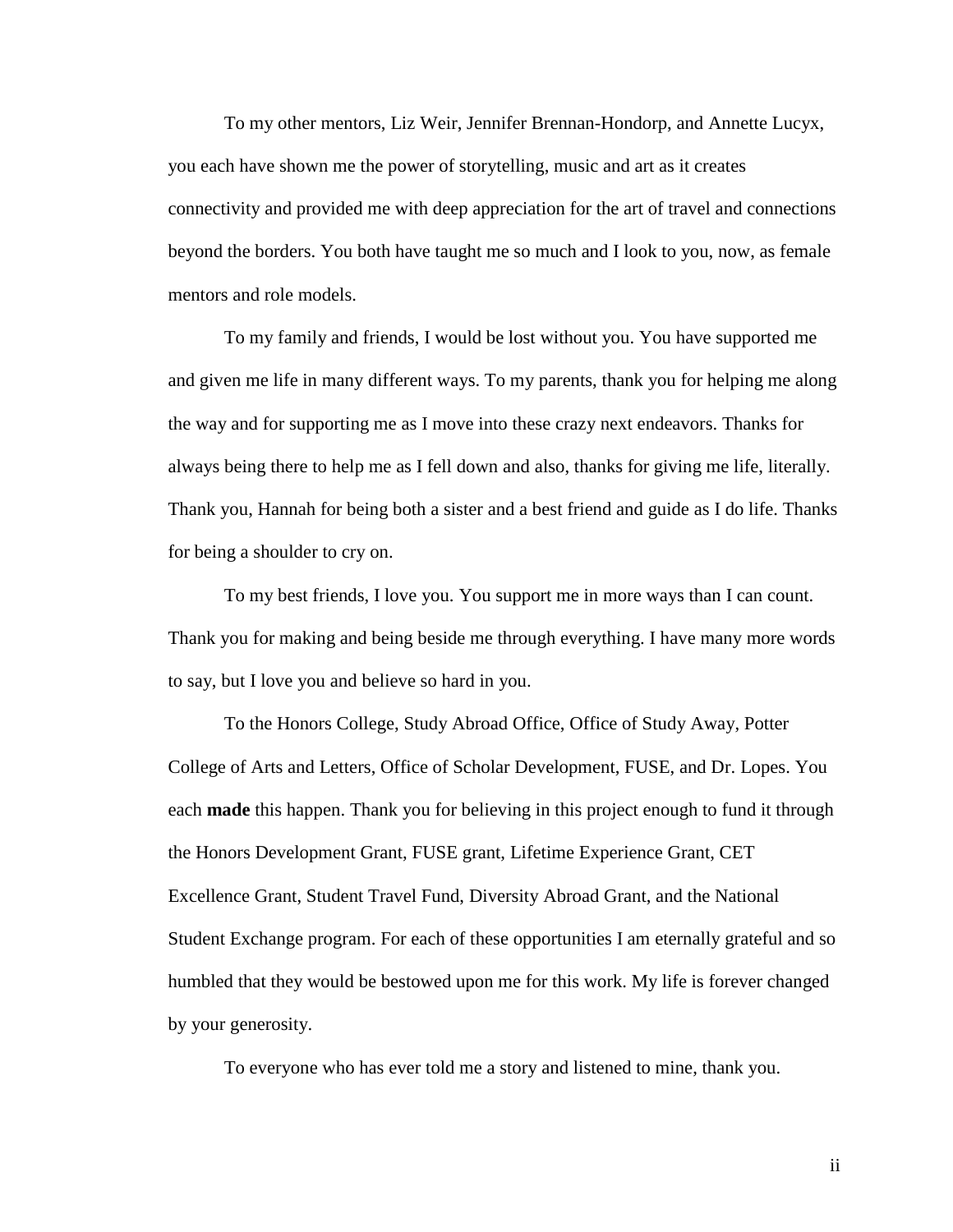To my other mentors, Liz Weir, Jennifer Brennan-Hondorp, and Annette Lucyx, you each have shown me the power of storytelling, music and art as it creates connectivity and provided me with deep appreciation for the art of travel and connections beyond the borders. You both have taught me so much and I look to you, now, as female mentors and role models.

To my family and friends, I would be lost without you. You have supported me and given me life in many different ways. To my parents, thank you for helping me along the way and for supporting me as I move into these crazy next endeavors. Thanks for always being there to help me as I fell down and also, thanks for giving me life, literally. Thank you, Hannah for being both a sister and a best friend and guide as I do life. Thanks for being a shoulder to cry on.

To my best friends, I love you. You support me in more ways than I can count. Thank you for making and being beside me through everything. I have many more words to say, but I love you and believe so hard in you.

To the Honors College, Study Abroad Office, Office of Study Away, Potter College of Arts and Letters, Office of Scholar Development, FUSE, and Dr. Lopes. You each **made** this happen. Thank you for believing in this project enough to fund it through the Honors Development Grant, FUSE grant, Lifetime Experience Grant, CET Excellence Grant, Student Travel Fund, Diversity Abroad Grant, and the National Student Exchange program. For each of these opportunities I am eternally grateful and so humbled that they would be bestowed upon me for this work. My life is forever changed by your generosity.

To everyone who has ever told me a story and listened to mine, thank you.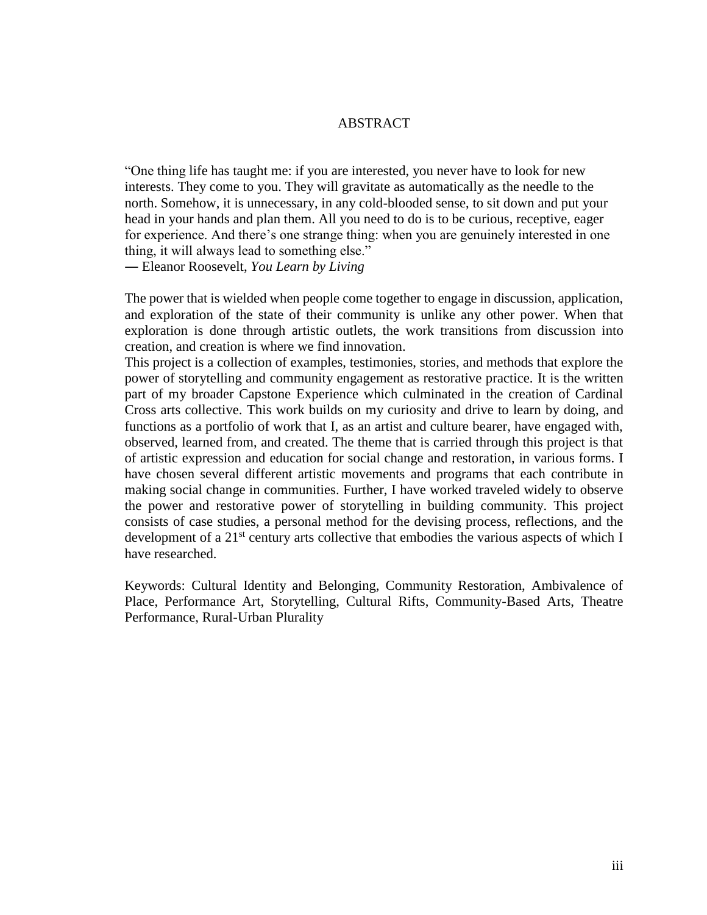# ABSTRACT

"One thing life has taught me: if you are interested, you never have to look for new interests. They come to you. They will gravitate as automatically as the needle to the north. Somehow, it is unnecessary, in any cold-blooded sense, to sit down and put your head in your hands and plan them. All you need to do is to be curious, receptive, eager for experience. And there's one strange thing: when you are genuinely interested in one thing, it will always lead to something else."
― Eleanor Roosevelt, *You Learn by Living*

The power that is wielded when people come together to engage in discussion, application, and exploration of the state of their community is unlike any other power. When that exploration is done through artistic outlets, the work transitions from discussion into creation, and creation is where we find innovation.

This project is a collection of examples, testimonies, stories, and methods that explore the power of storytelling and community engagement as restorative practice. It is the written part of my broader Capstone Experience which culminated in the creation of Cardinal Cross arts collective. This work builds on my curiosity and drive to learn by doing, and functions as a portfolio of work that I, as an artist and culture bearer, have engaged with, observed, learned from, and created. The theme that is carried through this project is that of artistic expression and education for social change and restoration, in various forms. I have chosen several different artistic movements and programs that each contribute in making social change in communities. Further, I have worked traveled widely to observe the power and restorative power of storytelling in building community. This project consists of case studies, a personal method for the devising process, reflections, and the development of a 21st century arts collective that embodies the various aspects of which I have researched.

Keywords: Cultural Identity and Belonging, Community Restoration, Ambivalence of Place, Performance Art, Storytelling, Cultural Rifts, Community-Based Arts, Theatre Performance, Rural-Urban Plurality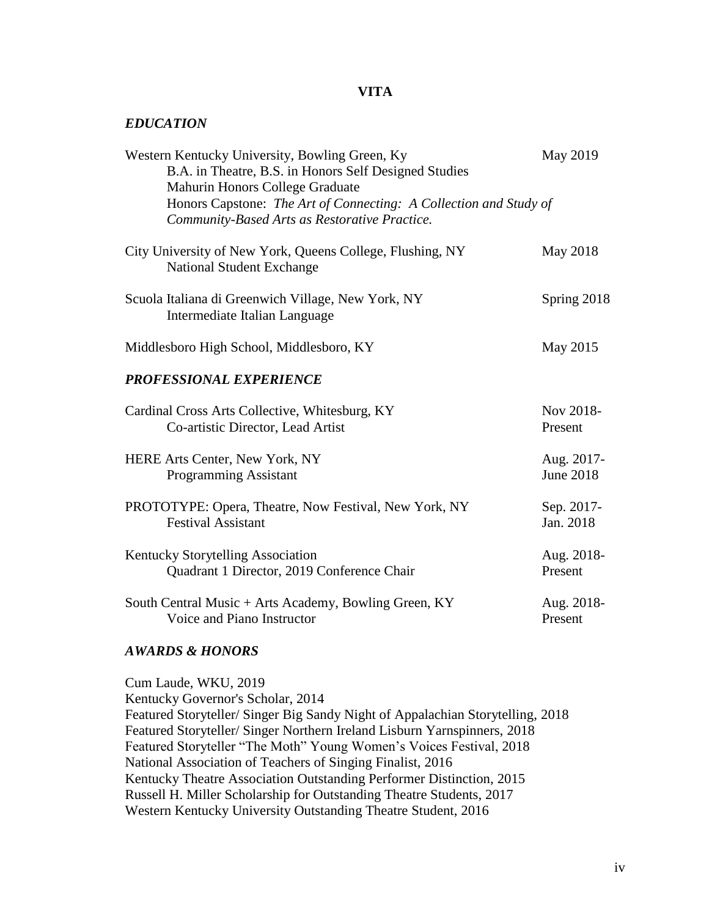# VITA

## *EDUCATION*

Western Kentucky University, Bowling Green, Ky — May 2019
B.A. in Theatre, B.S. in Honors Self Designed Studies
Mahurin Honors College Graduate
Honors Capstone: *The Art of Connecting: A Collection and Study of Community-Based Arts as Restorative Practice.*

City University of New York, Queens College, Flushing, NY — May 2018
National Student Exchange

Scuola Italiana di Greenwich Village, New York, NY — Spring 2018
Intermediate Italian Language

Middlesboro High School, Middlesboro, KY — May 2015

## *PROFESSIONAL EXPERIENCE*

Cardinal Cross Arts Collective, Whitesburg, KY — Nov 2018-Present
Co-artistic Director, Lead Artist

HERE Arts Center, New York, NY — Aug. 2017-June 2018
Programming Assistant

PROTOTYPE: Opera, Theatre, Now Festival, New York, NY — Sep. 2017-Jan. 2018
Festival Assistant

Kentucky Storytelling Association — Aug. 2018-Present
Quadrant 1 Director, 2019 Conference Chair

South Central Music + Arts Academy, Bowling Green, KY — Aug. 2018-Present
Voice and Piano Instructor

## *AWARDS & HONORS*

Cum Laude, WKU, 2019
Kentucky Governor's Scholar, 2014
Featured Storyteller/ Singer Big Sandy Night of Appalachian Storytelling, 2018
Featured Storyteller/ Singer Northern Ireland Lisburn Yarnspinners, 2018
Featured Storyteller "The Moth" Young Women's Voices Festival, 2018
National Association of Teachers of Singing Finalist, 2016
Kentucky Theatre Association Outstanding Performer Distinction, 2015
Russell H. Miller Scholarship for Outstanding Theatre Students, 2017
Western Kentucky University Outstanding Theatre Student, 2016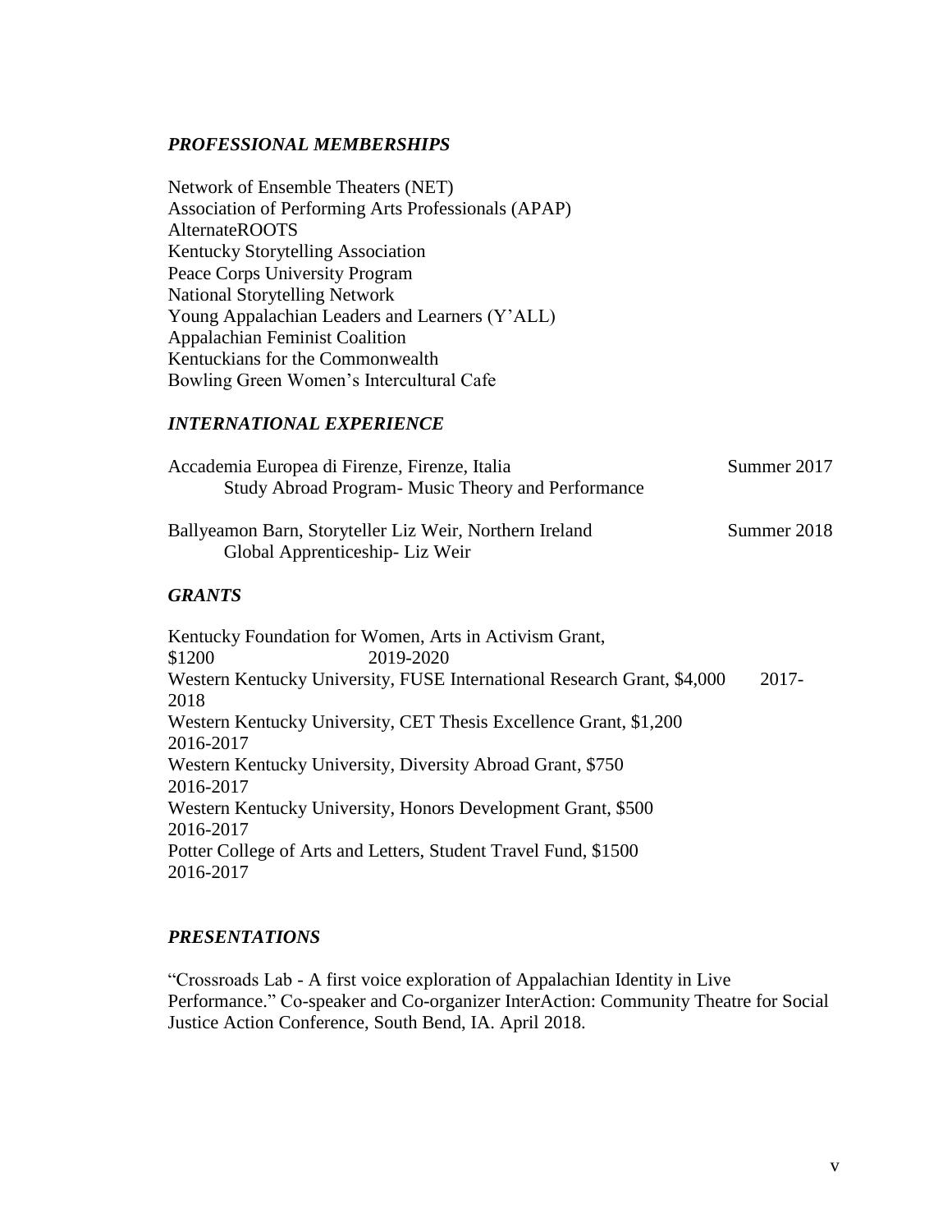### *PROFESSIONAL MEMBERSHIPS*

Network of Ensemble Theaters (NET)
Association of Performing Arts Professionals (APAP)
AlternateROOTS
Kentucky Storytelling Association
Peace Corps University Program
National Storytelling Network
Young Appalachian Leaders and Learners (Y'ALL)
Appalachian Feminist Coalition
Kentuckians for the Commonwealth
Bowling Green Women's Intercultural Cafe

### *INTERNATIONAL EXPERIENCE*

Accademia Europea di Firenze, Firenze, Italia — Summer 2017
Study Abroad Program- Music Theory and Performance

Ballyeamon Barn, Storyteller Liz Weir, Northern Ireland — Summer 2018
Global Apprenticeship- Liz Weir

### *GRANTS*

Kentucky Foundation for Women, Arts in Activism Grant, $1200 — 2019-2020
Western Kentucky University, FUSE International Research Grant, $4,000 — 2017-2018
Western Kentucky University, CET Thesis Excellence Grant, $1,200 — 2016-2017
Western Kentucky University, Diversity Abroad Grant, $750 — 2016-2017
Western Kentucky University, Honors Development Grant, $500 — 2016-2017
Potter College of Arts and Letters, Student Travel Fund, $1500 — 2016-2017

### *PRESENTATIONS*

"Crossroads Lab - A first voice exploration of Appalachian Identity in Live Performance." Co-speaker and Co-organizer InterAction: Community Theatre for Social Justice Action Conference, South Bend, IA. April 2018.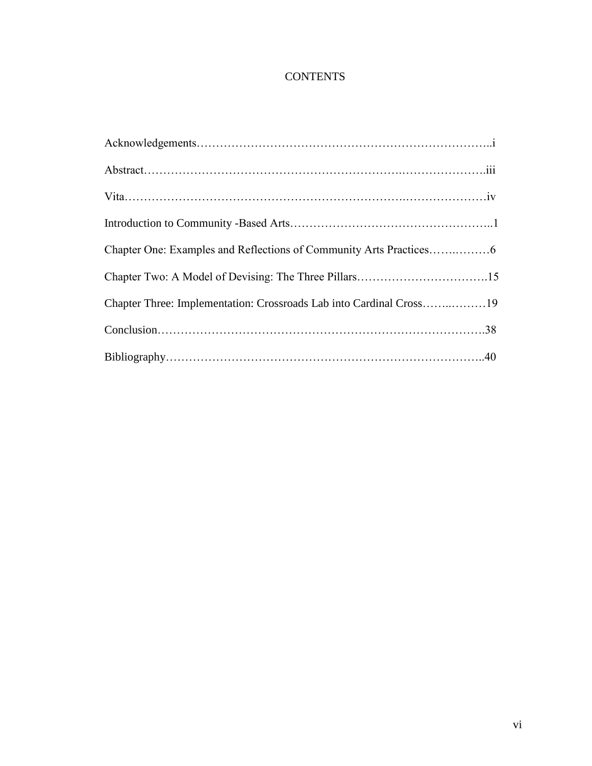# CONTENTS

Acknowledgements……………………………………………………………………..i

Abstract…………………………………………………………..………………….iii

Vita…………………………………………………………….…………………iv

Introduction to Community -Based Arts…………………………………………..1

Chapter One: Examples and Reflections of Community Arts Practices…….………6

Chapter Two: A Model of Devising: The Three Pillars…………………………….15

Chapter Three: Implementation: Crossroads Lab into Cardinal Cross……..………19

Conclusion……………………………………………………………………….38

Bibliography……………………………………………………………………..40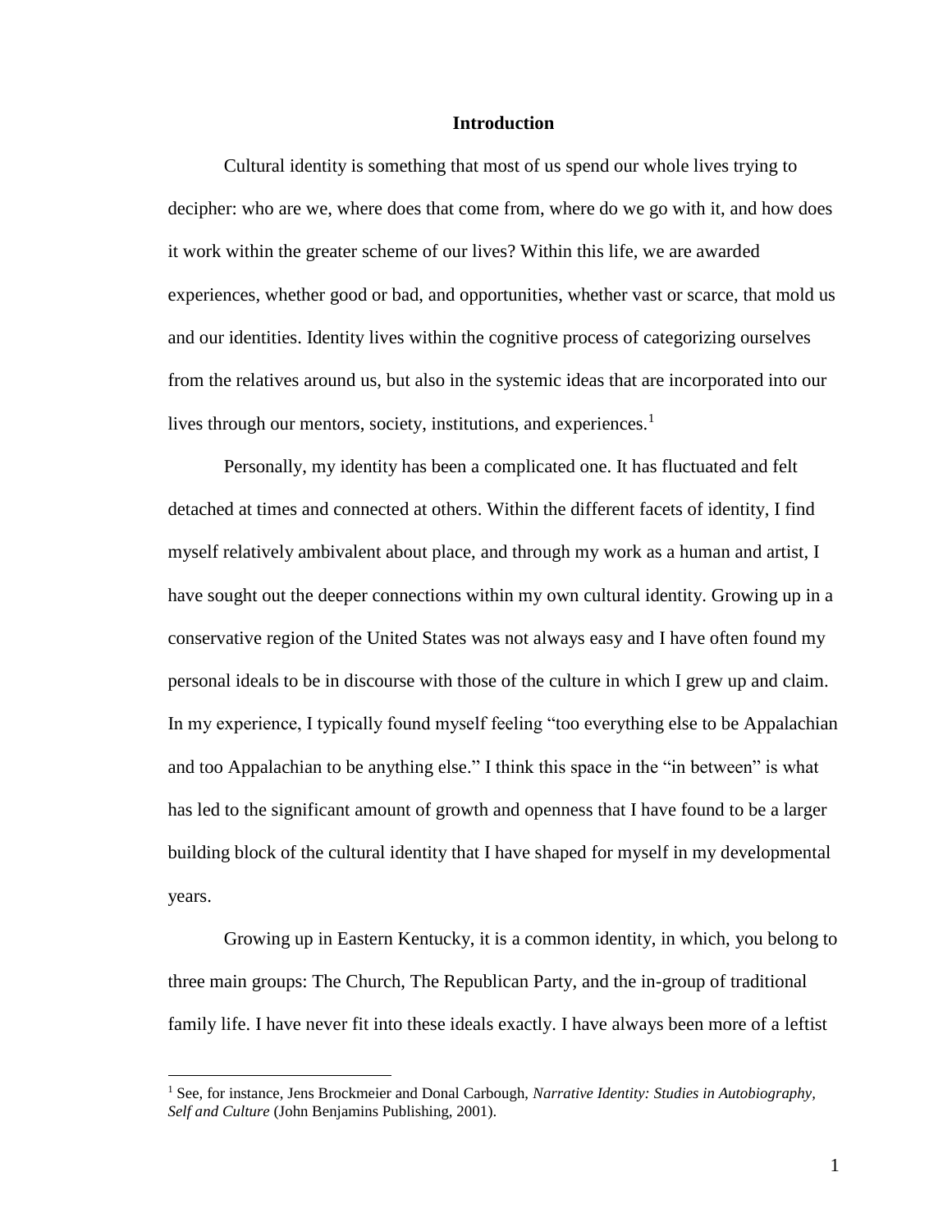# Introduction

Cultural identity is something that most of us spend our whole lives trying to decipher: who are we, where does that come from, where do we go with it, and how does it work within the greater scheme of our lives? Within this life, we are awarded experiences, whether good or bad, and opportunities, whether vast or scarce, that mold us and our identities. Identity lives within the cognitive process of categorizing ourselves from the relatives around us, but also in the systemic ideas that are incorporated into our lives through our mentors, society, institutions, and experiences.[1]

Personally, my identity has been a complicated one. It has fluctuated and felt detached at times and connected at others. Within the different facets of identity, I find myself relatively ambivalent about place, and through my work as a human and artist, I have sought out the deeper connections within my own cultural identity. Growing up in a conservative region of the United States was not always easy and I have often found my personal ideals to be in discourse with those of the culture in which I grew up and claim. In my experience, I typically found myself feeling "too everything else to be Appalachian and too Appalachian to be anything else." I think this space in the "in between" is what has led to the significant amount of growth and openness that I have found to be a larger building block of the cultural identity that I have shaped for myself in my developmental years.

Growing up in Eastern Kentucky, it is a common identity, in which, you belong to three main groups: The Church, The Republican Party, and the in-group of traditional family life. I have never fit into these ideals exactly. I have always been more of a leftist

[1] See, for instance, Jens Brockmeier and Donal Carbough, *Narrative Identity: Studies in Autobiography, Self and Culture* (John Benjamins Publishing, 2001).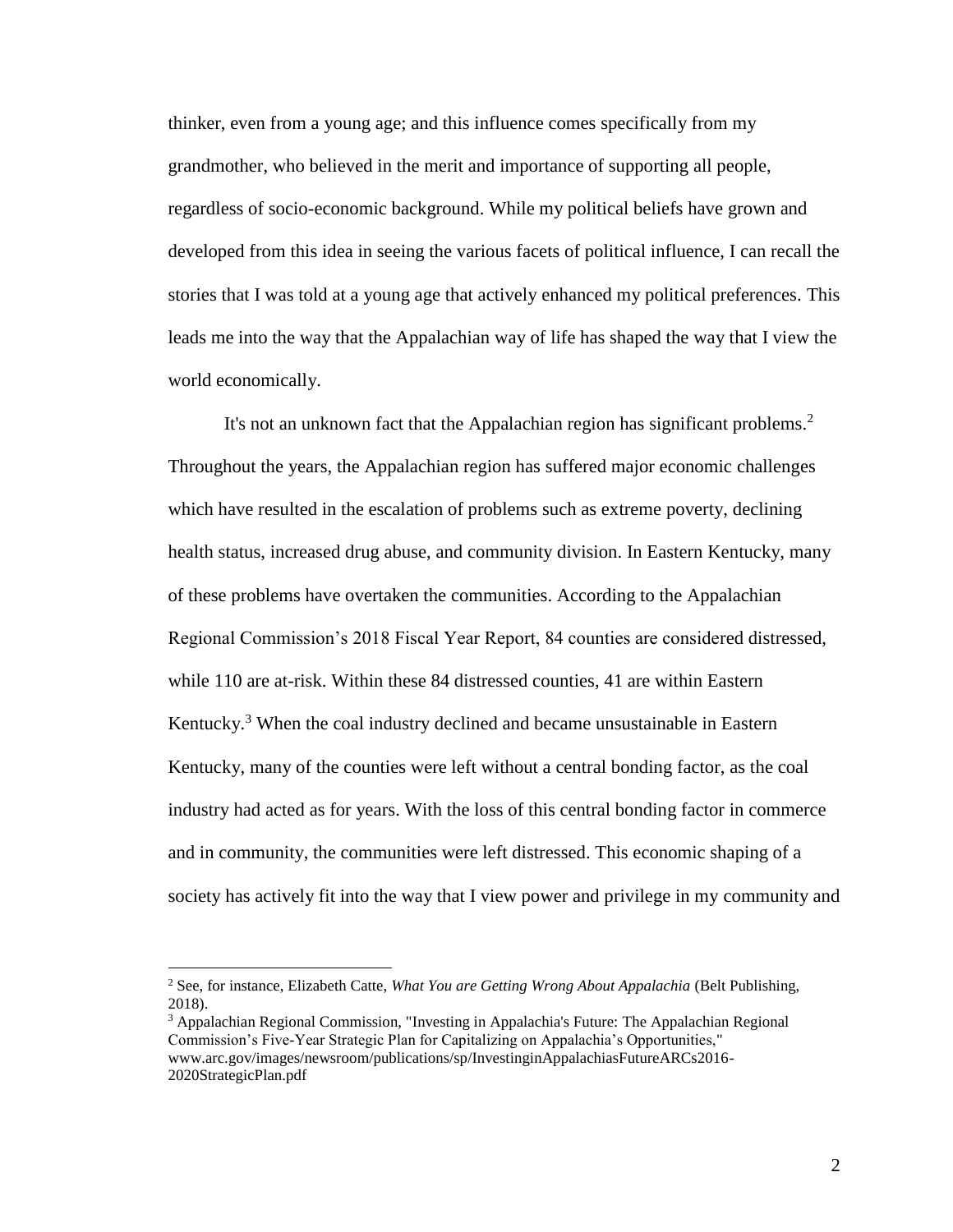thinker, even from a young age; and this influence comes specifically from my grandmother, who believed in the merit and importance of supporting all people, regardless of socio-economic background. While my political beliefs have grown and developed from this idea in seeing the various facets of political influence, I can recall the stories that I was told at a young age that actively enhanced my political preferences. This leads me into the way that the Appalachian way of life has shaped the way that I view the world economically.

It's not an unknown fact that the Appalachian region has significant problems.[2] Throughout the years, the Appalachian region has suffered major economic challenges which have resulted in the escalation of problems such as extreme poverty, declining health status, increased drug abuse, and community division. In Eastern Kentucky, many of these problems have overtaken the communities. According to the Appalachian Regional Commission's 2018 Fiscal Year Report, 84 counties are considered distressed, while 110 are at-risk. Within these 84 distressed counties, 41 are within Eastern Kentucky.[3] When the coal industry declined and became unsustainable in Eastern Kentucky, many of the counties were left without a central bonding factor, as the coal industry had acted as for years. With the loss of this central bonding factor in commerce and in community, the communities were left distressed. This economic shaping of a society has actively fit into the way that I view power and privilege in my community and

---

[2] See, for instance, Elizabeth Catte, *What You are Getting Wrong About Appalachia* (Belt Publishing, 2018).

[3] Appalachian Regional Commission, "Investing in Appalachia's Future: The Appalachian Regional Commission's Five-Year Strategic Plan for Capitalizing on Appalachia's Opportunities," www.arc.gov/images/newsroom/publications/sp/InvestinginAppalachiasFutureARCs2016-2020StrategicPlan.pdf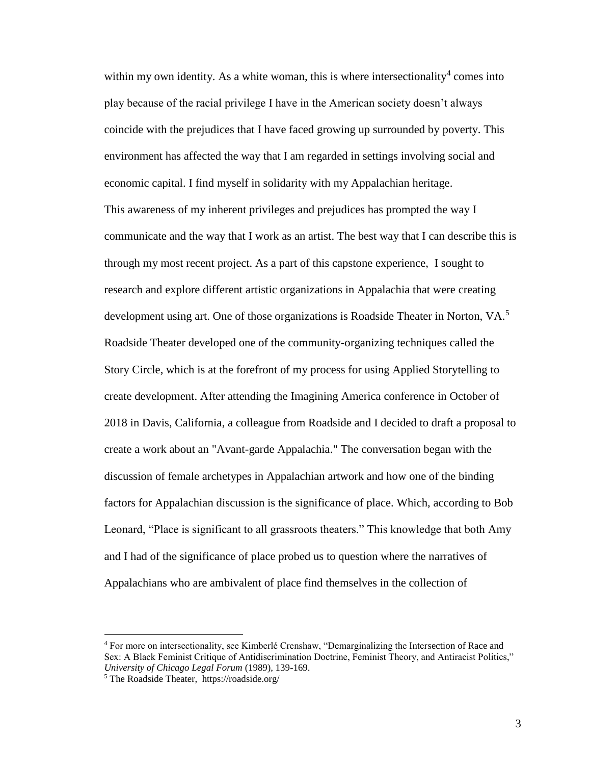within my own identity. As a white woman, this is where intersectionality[4] comes into play because of the racial privilege I have in the American society doesn't always coincide with the prejudices that I have faced growing up surrounded by poverty. This environment has affected the way that I am regarded in settings involving social and economic capital. I find myself in solidarity with my Appalachian heritage.

This awareness of my inherent privileges and prejudices has prompted the way I communicate and the way that I work as an artist. The best way that I can describe this is through my most recent project. As a part of this capstone experience, I sought to research and explore different artistic organizations in Appalachia that were creating development using art. One of those organizations is Roadside Theater in Norton, VA.[5] Roadside Theater developed one of the community-organizing techniques called the Story Circle, which is at the forefront of my process for using Applied Storytelling to create development. After attending the Imagining America conference in October of 2018 in Davis, California, a colleague from Roadside and I decided to draft a proposal to create a work about an "Avant-garde Appalachia." The conversation began with the discussion of female archetypes in Appalachian artwork and how one of the binding factors for Appalachian discussion is the significance of place. Which, according to Bob Leonard, "Place is significant to all grassroots theaters." This knowledge that both Amy and I had of the significance of place probed us to question where the narratives of Appalachians who are ambivalent of place find themselves in the collection of

---

[4] For more on intersectionality, see Kimberlé Crenshaw, "Demarginalizing the Intersection of Race and Sex: A Black Feminist Critique of Antidiscrimination Doctrine, Feminist Theory, and Antiracist Politics," *University of Chicago Legal Forum* (1989), 139-169.

[5] The Roadside Theater, https://roadside.org/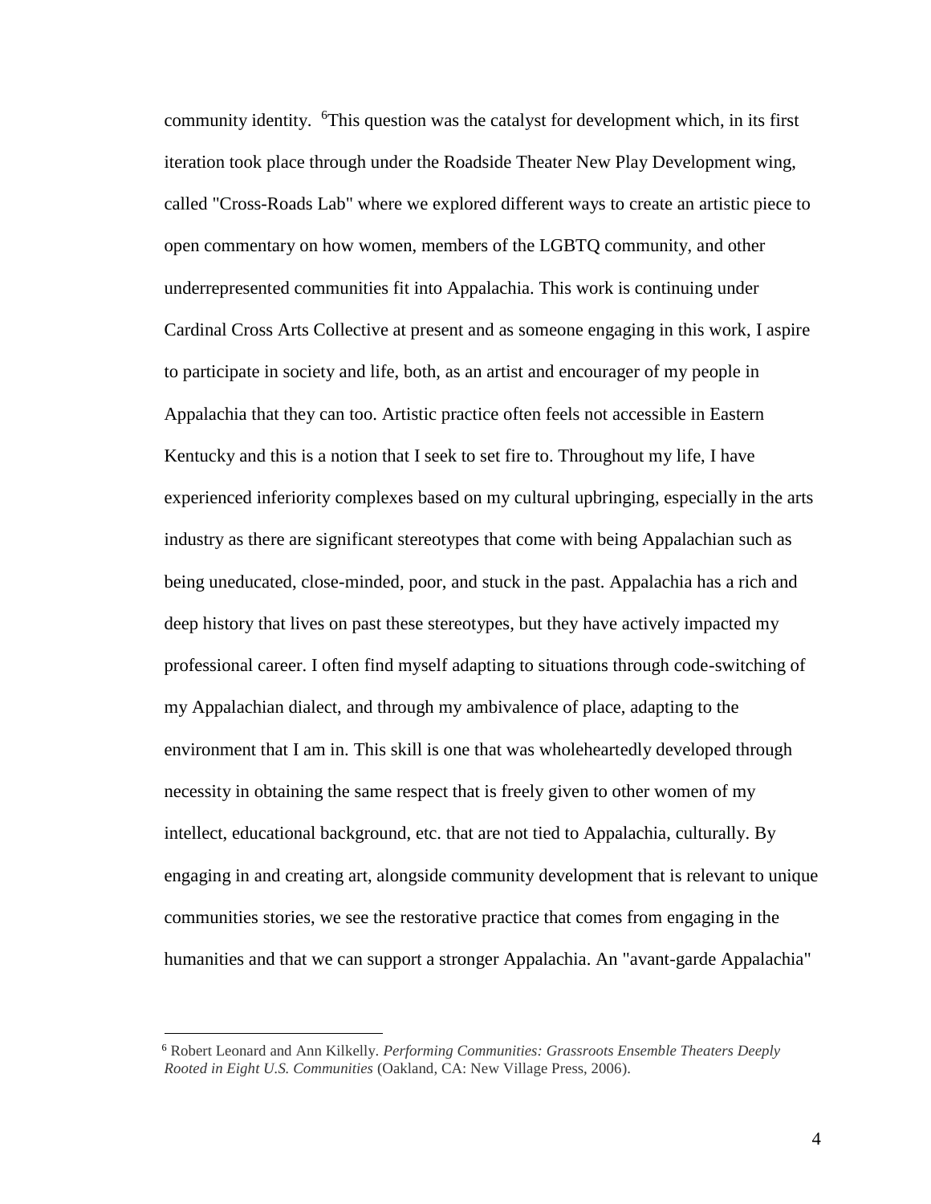community identity. [6]This question was the catalyst for development which, in its first iteration took place through under the Roadside Theater New Play Development wing, called "Cross-Roads Lab" where we explored different ways to create an artistic piece to open commentary on how women, members of the LGBTQ community, and other underrepresented communities fit into Appalachia. This work is continuing under Cardinal Cross Arts Collective at present and as someone engaging in this work, I aspire to participate in society and life, both, as an artist and encourager of my people in Appalachia that they can too. Artistic practice often feels not accessible in Eastern Kentucky and this is a notion that I seek to set fire to. Throughout my life, I have experienced inferiority complexes based on my cultural upbringing, especially in the arts industry as there are significant stereotypes that come with being Appalachian such as being uneducated, close-minded, poor, and stuck in the past. Appalachia has a rich and deep history that lives on past these stereotypes, but they have actively impacted my professional career. I often find myself adapting to situations through code-switching of my Appalachian dialect, and through my ambivalence of place, adapting to the environment that I am in. This skill is one that was wholeheartedly developed through necessity in obtaining the same respect that is freely given to other women of my intellect, educational background, etc. that are not tied to Appalachia, culturally. By engaging in and creating art, alongside community development that is relevant to unique communities stories, we see the restorative practice that comes from engaging in the humanities and that we can support a stronger Appalachia. An "avant-garde Appalachia"

[6] Robert Leonard and Ann Kilkelly. *Performing Communities: Grassroots Ensemble Theaters Deeply Rooted in Eight U.S. Communities* (Oakland, CA: New Village Press, 2006).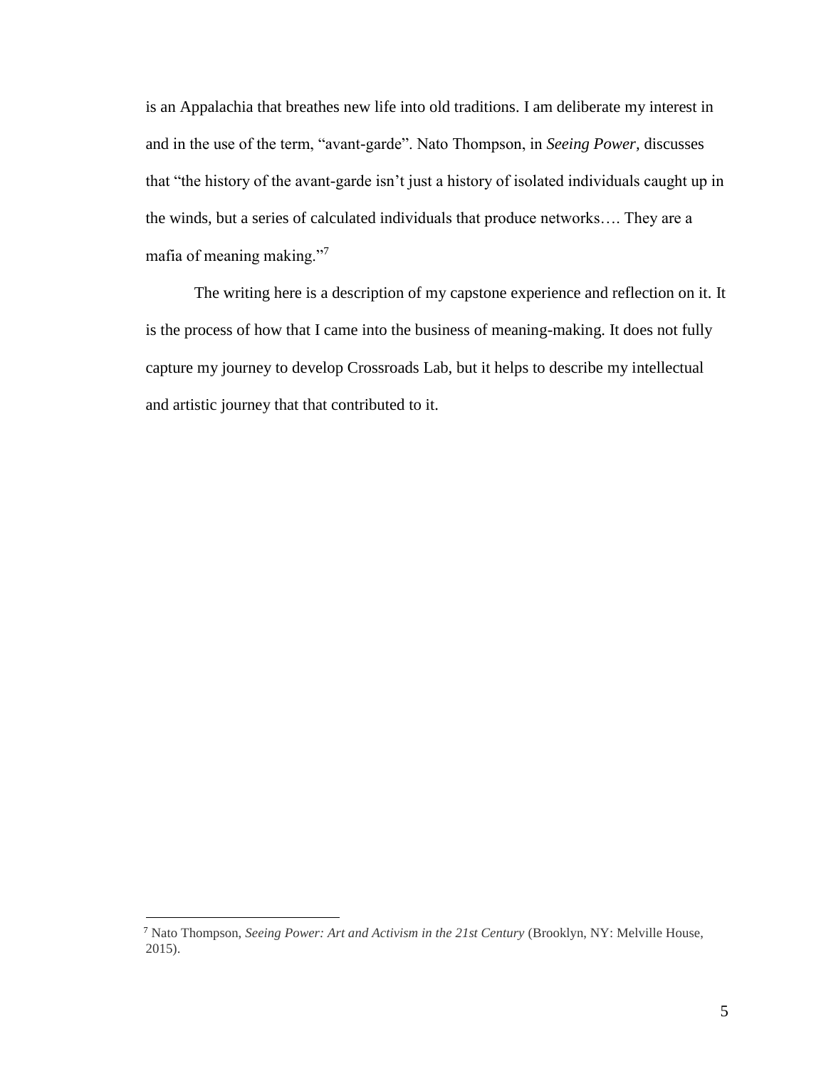is an Appalachia that breathes new life into old traditions. I am deliberate my interest in and in the use of the term, "avant-garde". Nato Thompson, in *Seeing Power*, discusses that "the history of the avant-garde isn't just a history of isolated individuals caught up in the winds, but a series of calculated individuals that produce networks…. They are a mafia of meaning making."[7]

The writing here is a description of my capstone experience and reflection on it. It is the process of how that I came into the business of meaning-making. It does not fully capture my journey to develop Crossroads Lab, but it helps to describe my intellectual and artistic journey that that contributed to it.

---

[7] Nato Thompson, *Seeing Power: Art and Activism in the 21st Century* (Brooklyn, NY: Melville House, 2015).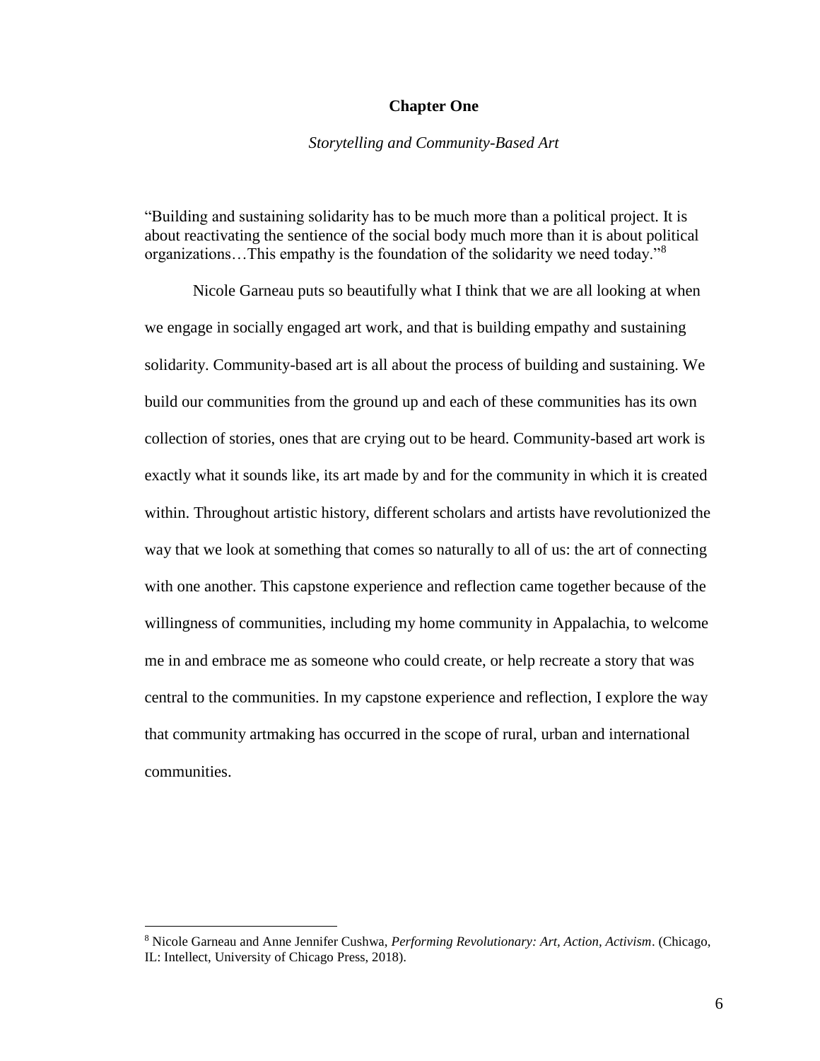# Chapter One

*Storytelling and Community-Based Art*

"Building and sustaining solidarity has to be much more than a political project. It is about reactivating the sentience of the social body much more than it is about political organizations…This empathy is the foundation of the solidarity we need today."[8]

Nicole Garneau puts so beautifully what I think that we are all looking at when we engage in socially engaged art work, and that is building empathy and sustaining solidarity. Community-based art is all about the process of building and sustaining. We build our communities from the ground up and each of these communities has its own collection of stories, ones that are crying out to be heard. Community-based art work is exactly what it sounds like, its art made by and for the community in which it is created within. Throughout artistic history, different scholars and artists have revolutionized the way that we look at something that comes so naturally to all of us: the art of connecting with one another. This capstone experience and reflection came together because of the willingness of communities, including my home community in Appalachia, to welcome me in and embrace me as someone who could create, or help recreate a story that was central to the communities. In my capstone experience and reflection, I explore the way that community artmaking has occurred in the scope of rural, urban and international communities.

---

[8] Nicole Garneau and Anne Jennifer Cushwa, *Performing Revolutionary: Art, Action, Activism*. (Chicago, IL: Intellect, University of Chicago Press, 2018).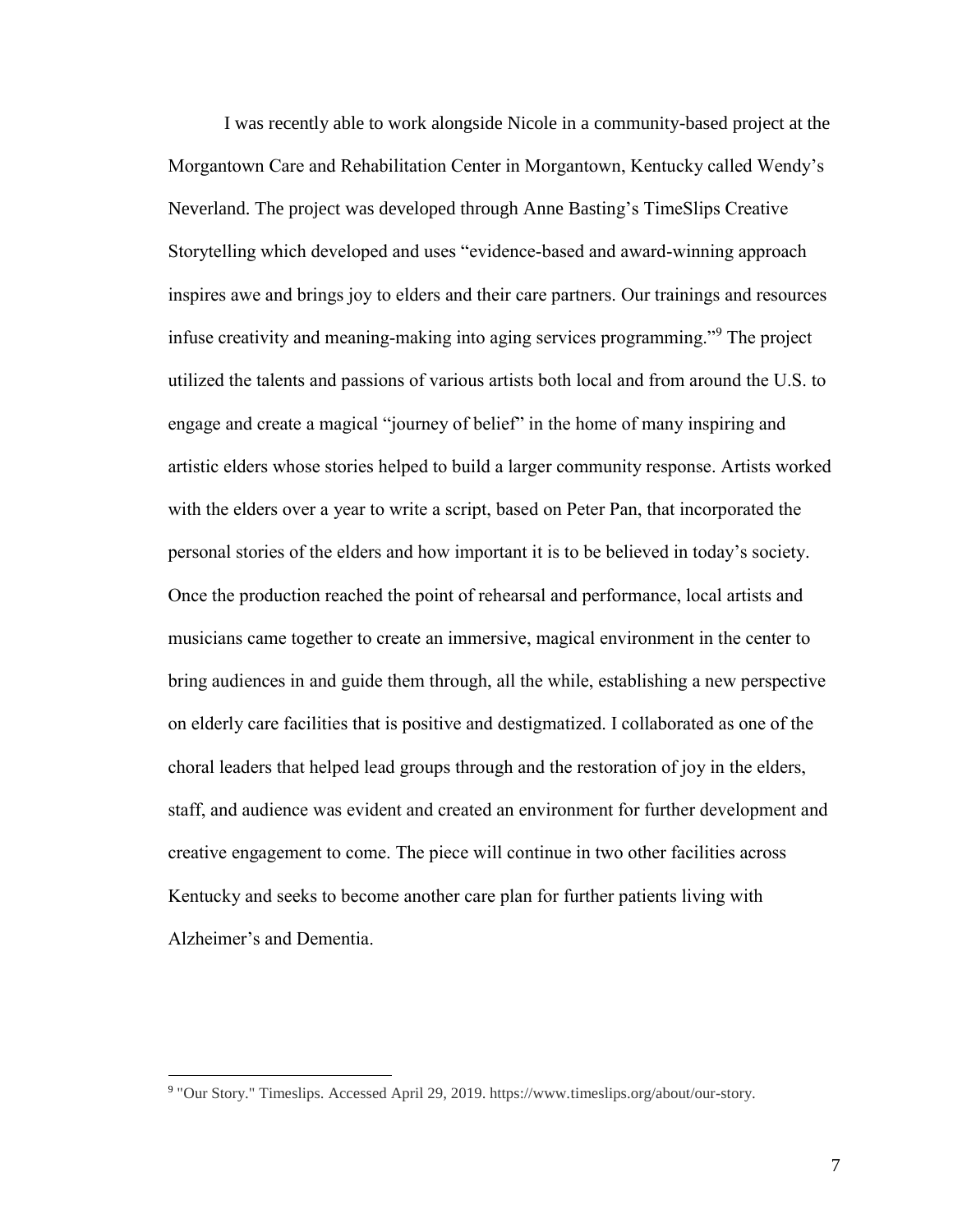I was recently able to work alongside Nicole in a community-based project at the Morgantown Care and Rehabilitation Center in Morgantown, Kentucky called Wendy's Neverland. The project was developed through Anne Basting's TimeSlips Creative Storytelling which developed and uses "evidence-based and award-winning approach inspires awe and brings joy to elders and their care partners. Our trainings and resources infuse creativity and meaning-making into aging services programming."[9] The project utilized the talents and passions of various artists both local and from around the U.S. to engage and create a magical "journey of belief" in the home of many inspiring and artistic elders whose stories helped to build a larger community response. Artists worked with the elders over a year to write a script, based on Peter Pan, that incorporated the personal stories of the elders and how important it is to be believed in today's society. Once the production reached the point of rehearsal and performance, local artists and musicians came together to create an immersive, magical environment in the center to bring audiences in and guide them through, all the while, establishing a new perspective on elderly care facilities that is positive and destigmatized. I collaborated as one of the choral leaders that helped lead groups through and the restoration of joy in the elders, staff, and audience was evident and created an environment for further development and creative engagement to come. The piece will continue in two other facilities across Kentucky and seeks to become another care plan for further patients living with Alzheimer's and Dementia.

[9] "Our Story." Timeslips. Accessed April 29, 2019. https://www.timeslips.org/about/our-story.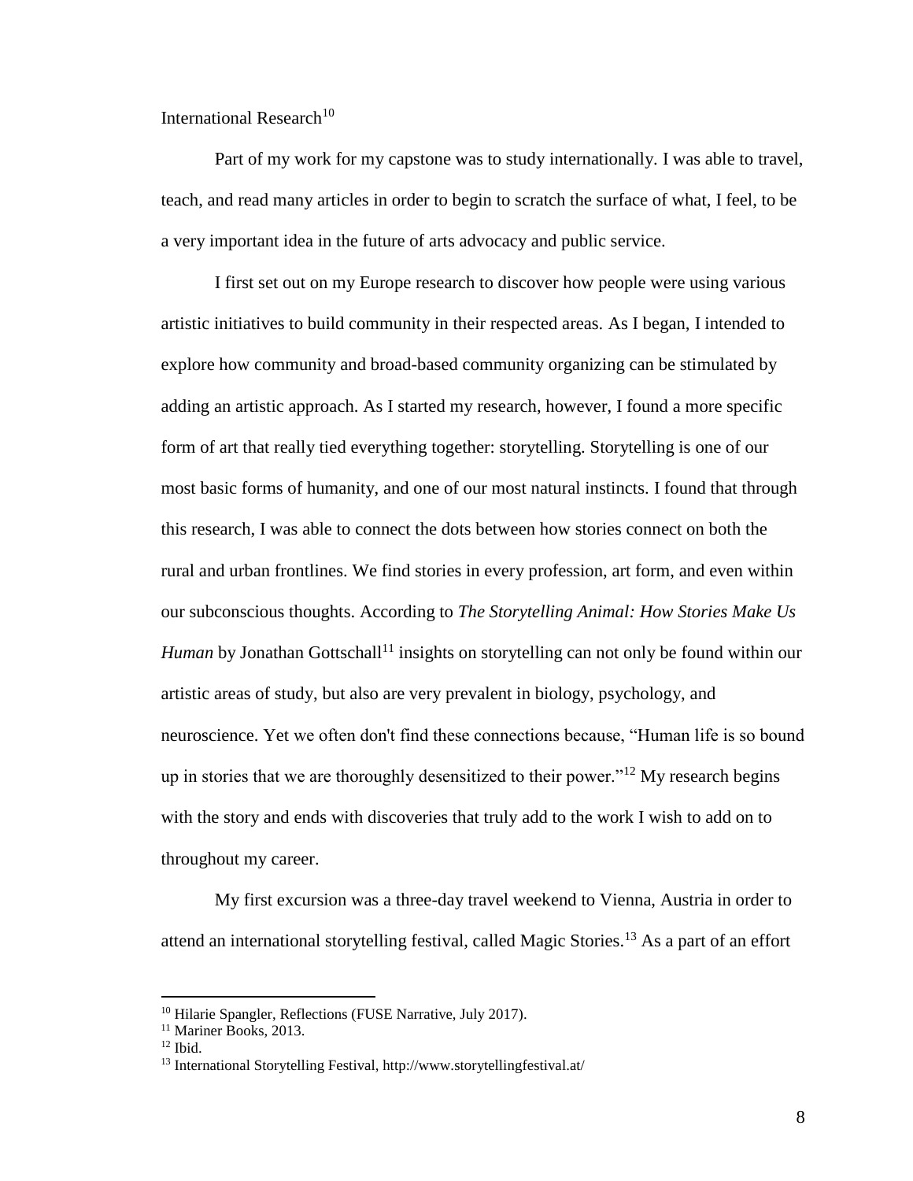International Research[10]

Part of my work for my capstone was to study internationally. I was able to travel, teach, and read many articles in order to begin to scratch the surface of what, I feel, to be a very important idea in the future of arts advocacy and public service.

I first set out on my Europe research to discover how people were using various artistic initiatives to build community in their respected areas. As I began, I intended to explore how community and broad-based community organizing can be stimulated by adding an artistic approach. As I started my research, however, I found a more specific form of art that really tied everything together: storytelling. Storytelling is one of our most basic forms of humanity, and one of our most natural instincts. I found that through this research, I was able to connect the dots between how stories connect on both the rural and urban frontlines. We find stories in every profession, art form, and even within our subconscious thoughts. According to *The Storytelling Animal: How Stories Make Us Human* by Jonathan Gottschall[11] insights on storytelling can not only be found within our artistic areas of study, but also are very prevalent in biology, psychology, and neuroscience. Yet we often don't find these connections because, "Human life is so bound up in stories that we are thoroughly desensitized to their power."[12] My research begins with the story and ends with discoveries that truly add to the work I wish to add on to throughout my career.

My first excursion was a three-day travel weekend to Vienna, Austria in order to attend an international storytelling festival, called Magic Stories.[13] As a part of an effort

---

[10] Hilarie Spangler, Reflections (FUSE Narrative, July 2017).

[11] Mariner Books, 2013.

[12] Ibid.

[13] International Storytelling Festival, http://www.storytellingfestival.at/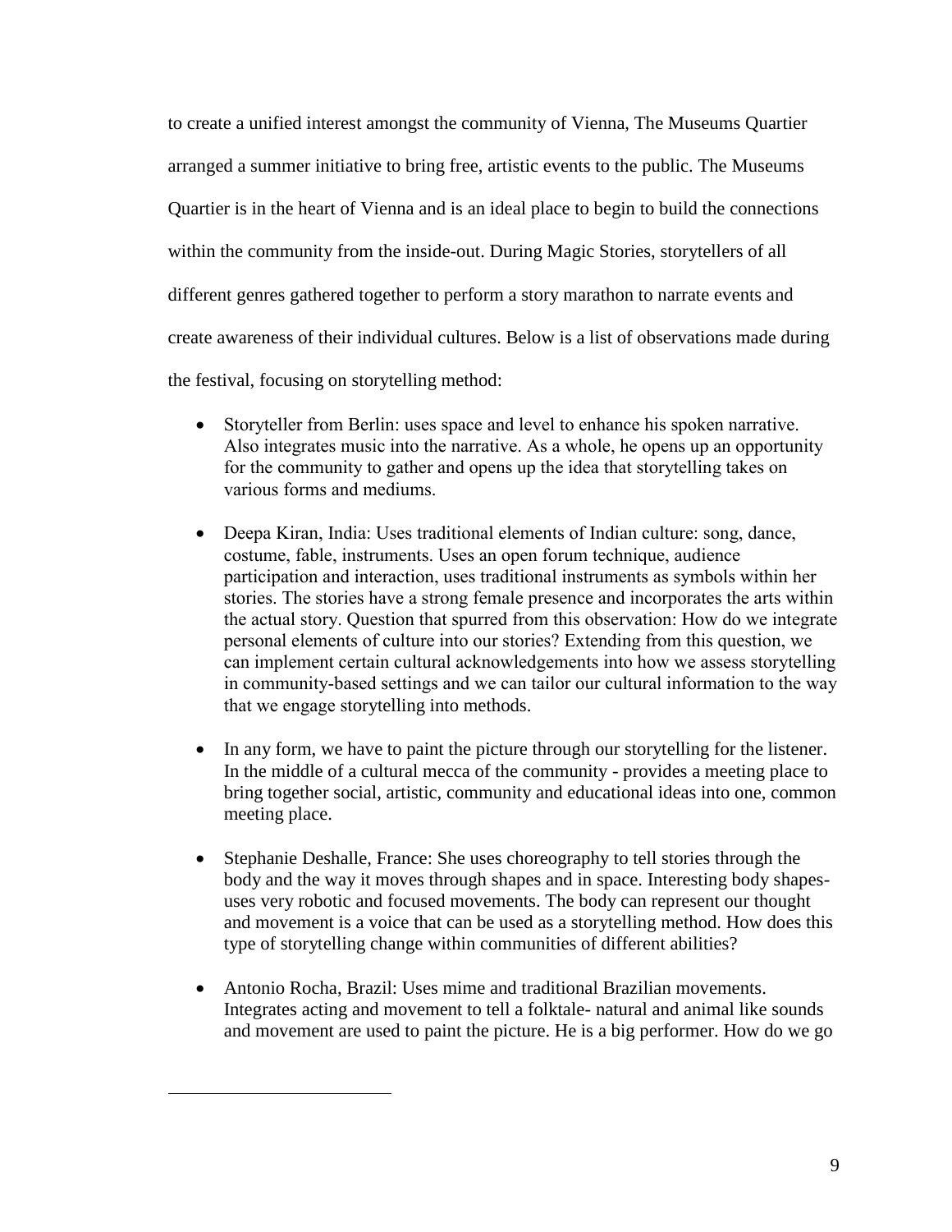to create a unified interest amongst the community of Vienna, The Museums Quartier arranged a summer initiative to bring free, artistic events to the public. The Museums Quartier is in the heart of Vienna and is an ideal place to begin to build the connections within the community from the inside-out. During Magic Stories, storytellers of all different genres gathered together to perform a story marathon to narrate events and create awareness of their individual cultures. Below is a list of observations made during the festival, focusing on storytelling method:

- Storyteller from Berlin: uses space and level to enhance his spoken narrative. Also integrates music into the narrative. As a whole, he opens up an opportunity for the community to gather and opens up the idea that storytelling takes on various forms and mediums.

- Deepa Kiran, India: Uses traditional elements of Indian culture: song, dance, costume, fable, instruments. Uses an open forum technique, audience participation and interaction, uses traditional instruments as symbols within her stories. The stories have a strong female presence and incorporates the arts within the actual story. Question that spurred from this observation: How do we integrate personal elements of culture into our stories? Extending from this question, we can implement certain cultural acknowledgements into how we assess storytelling in community-based settings and we can tailor our cultural information to the way that we engage storytelling into methods.

- In any form, we have to paint the picture through our storytelling for the listener. In the middle of a cultural mecca of the community - provides a meeting place to bring together social, artistic, community and educational ideas into one, common meeting place.

- Stephanie Deshalle, France: She uses choreography to tell stories through the body and the way it moves through shapes and in space. Interesting body shapes- uses very robotic and focused movements. The body can represent our thought and movement is a voice that can be used as a storytelling method. How does this type of storytelling change within communities of different abilities?

- Antonio Rocha, Brazil: Uses mime and traditional Brazilian movements. Integrates acting and movement to tell a folktale- natural and animal like sounds and movement are used to paint the picture. He is a big performer. How do we go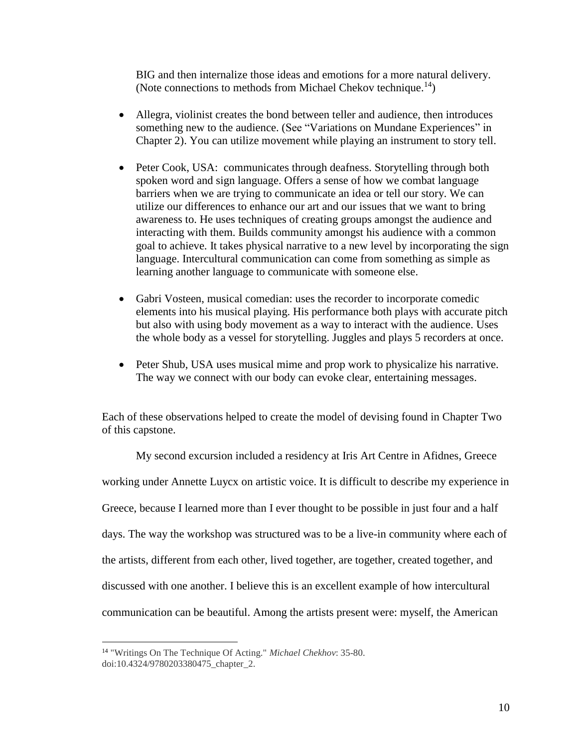BIG and then internalize those ideas and emotions for a more natural delivery. (Note connections to methods from Michael Chekov technique.[14])

- Allegra, violinist creates the bond between teller and audience, then introduces something new to the audience. (See "Variations on Mundane Experiences" in Chapter 2). You can utilize movement while playing an instrument to story tell.

- Peter Cook, USA: communicates through deafness. Storytelling through both spoken word and sign language. Offers a sense of how we combat language barriers when we are trying to communicate an idea or tell our story. We can utilize our differences to enhance our art and our issues that we want to bring awareness to. He uses techniques of creating groups amongst the audience and interacting with them. Builds community amongst his audience with a common goal to achieve. It takes physical narrative to a new level by incorporating the sign language. Intercultural communication can come from something as simple as learning another language to communicate with someone else.

- Gabri Vosteen, musical comedian: uses the recorder to incorporate comedic elements into his musical playing. His performance both plays with accurate pitch but also with using body movement as a way to interact with the audience. Uses the whole body as a vessel for storytelling. Juggles and plays 5 recorders at once.

- Peter Shub, USA uses musical mime and prop work to physicalize his narrative. The way we connect with our body can evoke clear, entertaining messages.

Each of these observations helped to create the model of devising found in Chapter Two of this capstone.

My second excursion included a residency at Iris Art Centre in Afidnes, Greece working under Annette Luycx on artistic voice. It is difficult to describe my experience in Greece, because I learned more than I ever thought to be possible in just four and a half days. The way the workshop was structured was to be a live-in community where each of the artists, different from each other, lived together, are together, created together, and discussed with one another. I believe this is an excellent example of how intercultural communication can be beautiful. Among the artists present were: myself, the American

[14] "Writings On The Technique Of Acting." *Michael Chekhov*: 35-80. doi:10.4324/9780203380475_chapter_2.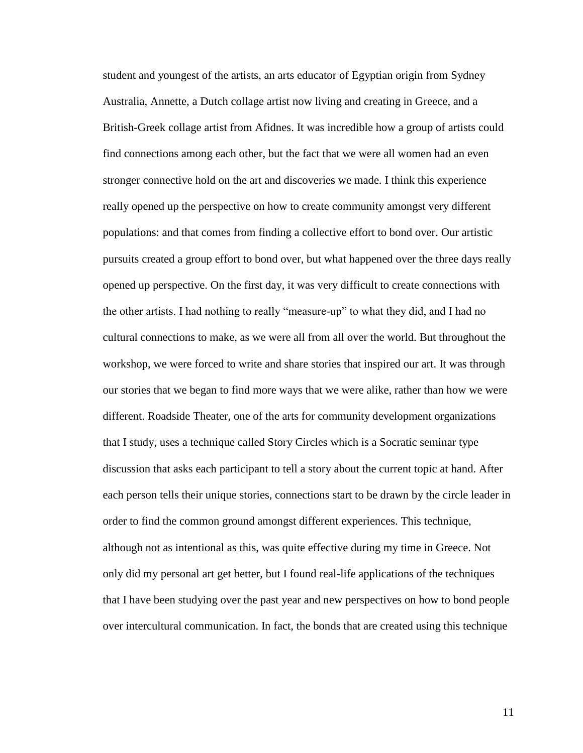student and youngest of the artists, an arts educator of Egyptian origin from Sydney Australia, Annette, a Dutch collage artist now living and creating in Greece, and a British-Greek collage artist from Afidnes. It was incredible how a group of artists could find connections among each other, but the fact that we were all women had an even stronger connective hold on the art and discoveries we made. I think this experience really opened up the perspective on how to create community amongst very different populations: and that comes from finding a collective effort to bond over. Our artistic pursuits created a group effort to bond over, but what happened over the three days really opened up perspective. On the first day, it was very difficult to create connections with the other artists. I had nothing to really "measure-up" to what they did, and I had no cultural connections to make, as we were all from all over the world. But throughout the workshop, we were forced to write and share stories that inspired our art. It was through our stories that we began to find more ways that we were alike, rather than how we were different. Roadside Theater, one of the arts for community development organizations that I study, uses a technique called Story Circles which is a Socratic seminar type discussion that asks each participant to tell a story about the current topic at hand. After each person tells their unique stories, connections start to be drawn by the circle leader in order to find the common ground amongst different experiences. This technique, although not as intentional as this, was quite effective during my time in Greece. Not only did my personal art get better, but I found real-life applications of the techniques that I have been studying over the past year and new perspectives on how to bond people over intercultural communication. In fact, the bonds that are created using this technique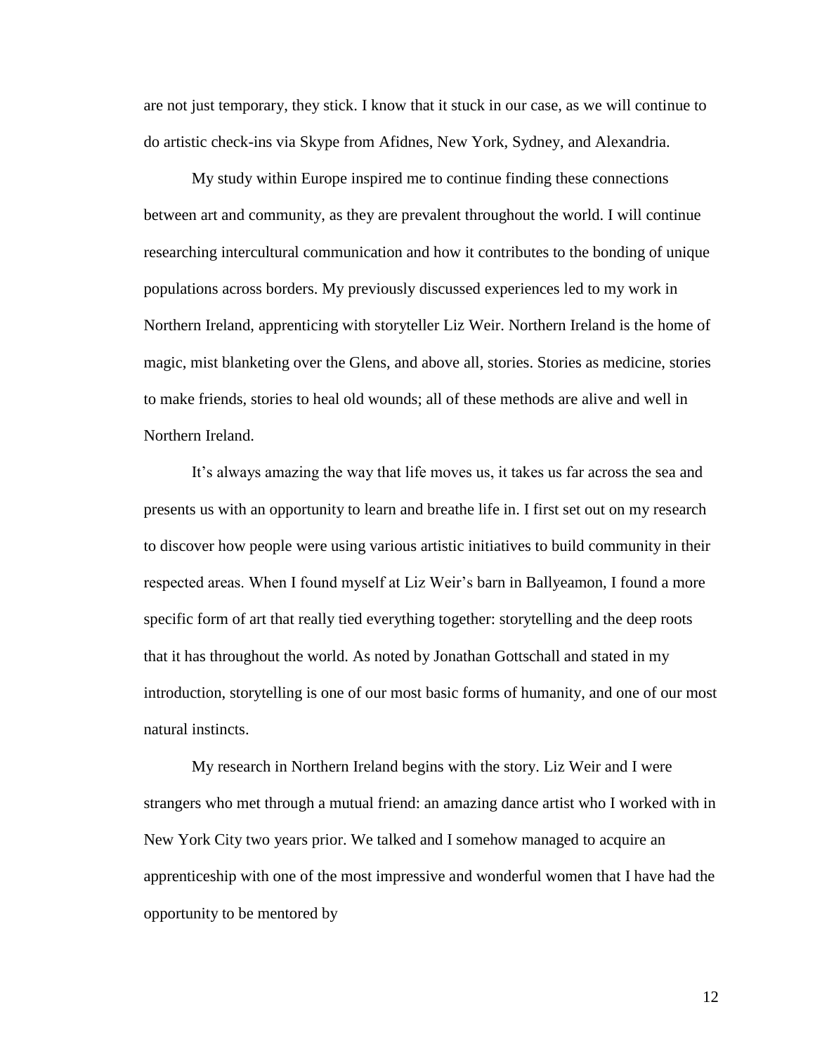are not just temporary, they stick. I know that it stuck in our case, as we will continue to do artistic check-ins via Skype from Afidnes, New York, Sydney, and Alexandria.

My study within Europe inspired me to continue finding these connections between art and community, as they are prevalent throughout the world. I will continue researching intercultural communication and how it contributes to the bonding of unique populations across borders. My previously discussed experiences led to my work in Northern Ireland, apprenticing with storyteller Liz Weir. Northern Ireland is the home of magic, mist blanketing over the Glens, and above all, stories. Stories as medicine, stories to make friends, stories to heal old wounds; all of these methods are alive and well in Northern Ireland.

It's always amazing the way that life moves us, it takes us far across the sea and presents us with an opportunity to learn and breathe life in. I first set out on my research to discover how people were using various artistic initiatives to build community in their respected areas. When I found myself at Liz Weir's barn in Ballyeamon, I found a more specific form of art that really tied everything together: storytelling and the deep roots that it has throughout the world. As noted by Jonathan Gottschall and stated in my introduction, storytelling is one of our most basic forms of humanity, and one of our most natural instincts.

My research in Northern Ireland begins with the story. Liz Weir and I were strangers who met through a mutual friend: an amazing dance artist who I worked with in New York City two years prior. We talked and I somehow managed to acquire an apprenticeship with one of the most impressive and wonderful women that I have had the opportunity to be mentored by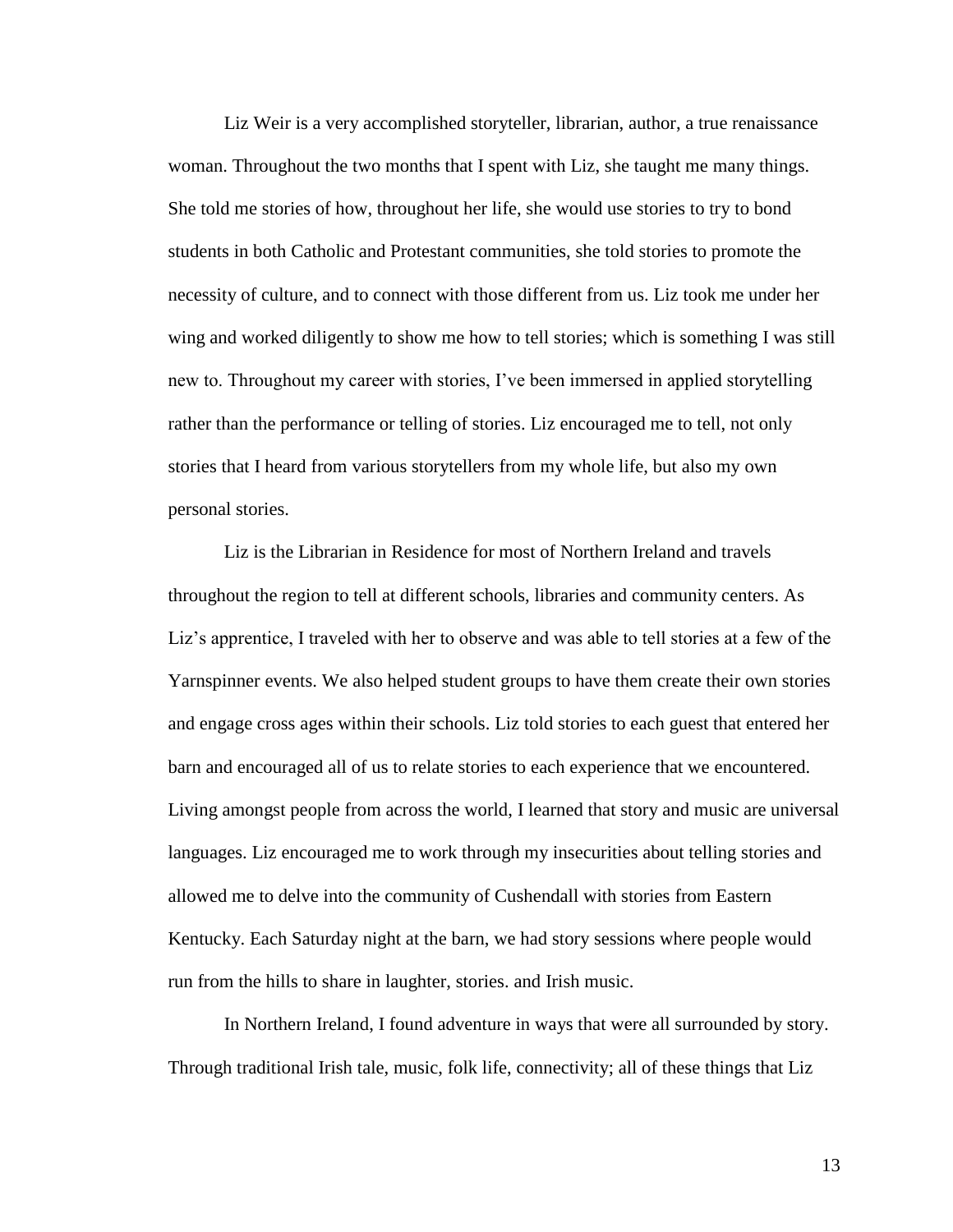Liz Weir is a very accomplished storyteller, librarian, author, a true renaissance woman. Throughout the two months that I spent with Liz, she taught me many things. She told me stories of how, throughout her life, she would use stories to try to bond students in both Catholic and Protestant communities, she told stories to promote the necessity of culture, and to connect with those different from us. Liz took me under her wing and worked diligently to show me how to tell stories; which is something I was still new to. Throughout my career with stories, I've been immersed in applied storytelling rather than the performance or telling of stories. Liz encouraged me to tell, not only stories that I heard from various storytellers from my whole life, but also my own personal stories.

Liz is the Librarian in Residence for most of Northern Ireland and travels throughout the region to tell at different schools, libraries and community centers. As Liz's apprentice, I traveled with her to observe and was able to tell stories at a few of the Yarnspinner events. We also helped student groups to have them create their own stories and engage cross ages within their schools. Liz told stories to each guest that entered her barn and encouraged all of us to relate stories to each experience that we encountered. Living amongst people from across the world, I learned that story and music are universal languages. Liz encouraged me to work through my insecurities about telling stories and allowed me to delve into the community of Cushendall with stories from Eastern Kentucky. Each Saturday night at the barn, we had story sessions where people would run from the hills to share in laughter, stories. and Irish music.

In Northern Ireland, I found adventure in ways that were all surrounded by story. Through traditional Irish tale, music, folk life, connectivity; all of these things that Liz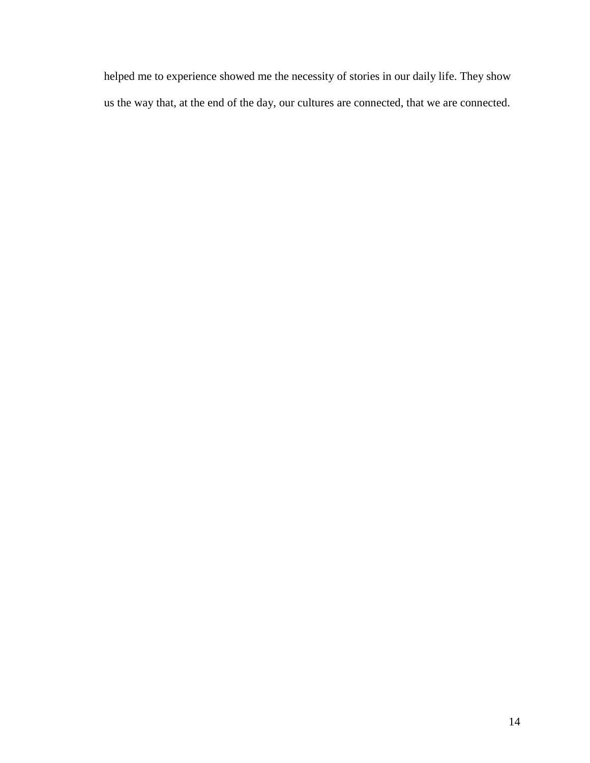helped me to experience showed me the necessity of stories in our daily life. They show us the way that, at the end of the day, our cultures are connected, that we are connected.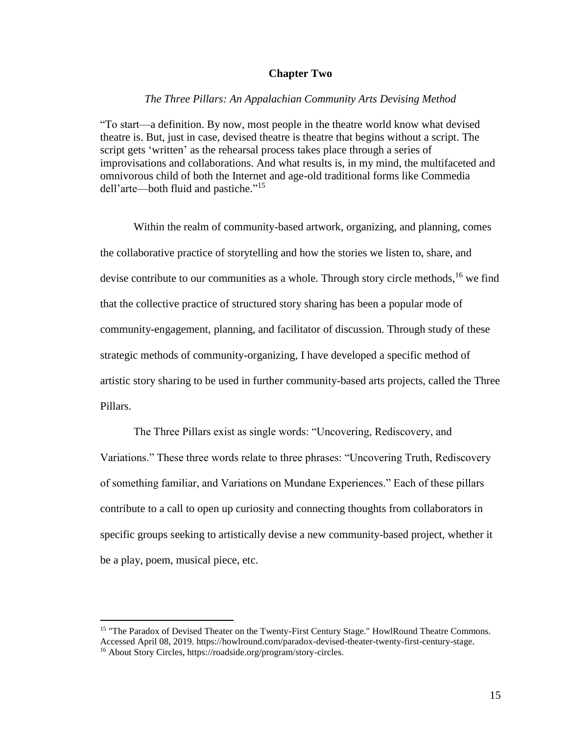# Chapter Two

*The Three Pillars: An Appalachian Community Arts Devising Method*

"To start—a definition. By now, most people in the theatre world know what devised theatre is. But, just in case, devised theatre is theatre that begins without a script. The script gets 'written' as the rehearsal process takes place through a series of improvisations and collaborations. And what results is, in my mind, the multifaceted and omnivorous child of both the Internet and age-old traditional forms like Commedia dell'arte—both fluid and pastiche."[15]

Within the realm of community-based artwork, organizing, and planning, comes the collaborative practice of storytelling and how the stories we listen to, share, and devise contribute to our communities as a whole. Through story circle methods,[16] we find that the collective practice of structured story sharing has been a popular mode of community-engagement, planning, and facilitator of discussion. Through study of these strategic methods of community-organizing, I have developed a specific method of artistic story sharing to be used in further community-based arts projects, called the Three Pillars.

The Three Pillars exist as single words: "Uncovering, Rediscovery, and Variations." These three words relate to three phrases: "Uncovering Truth, Rediscovery of something familiar, and Variations on Mundane Experiences." Each of these pillars contribute to a call to open up curiosity and connecting thoughts from collaborators in specific groups seeking to artistically devise a new community-based project, whether it be a play, poem, musical piece, etc.

---

[15] "The Paradox of Devised Theater on the Twenty-First Century Stage." HowlRound Theatre Commons. Accessed April 08, 2019. https://howlround.com/paradox-devised-theater-twenty-first-century-stage.

[16] About Story Circles, https://roadside.org/program/story-circles.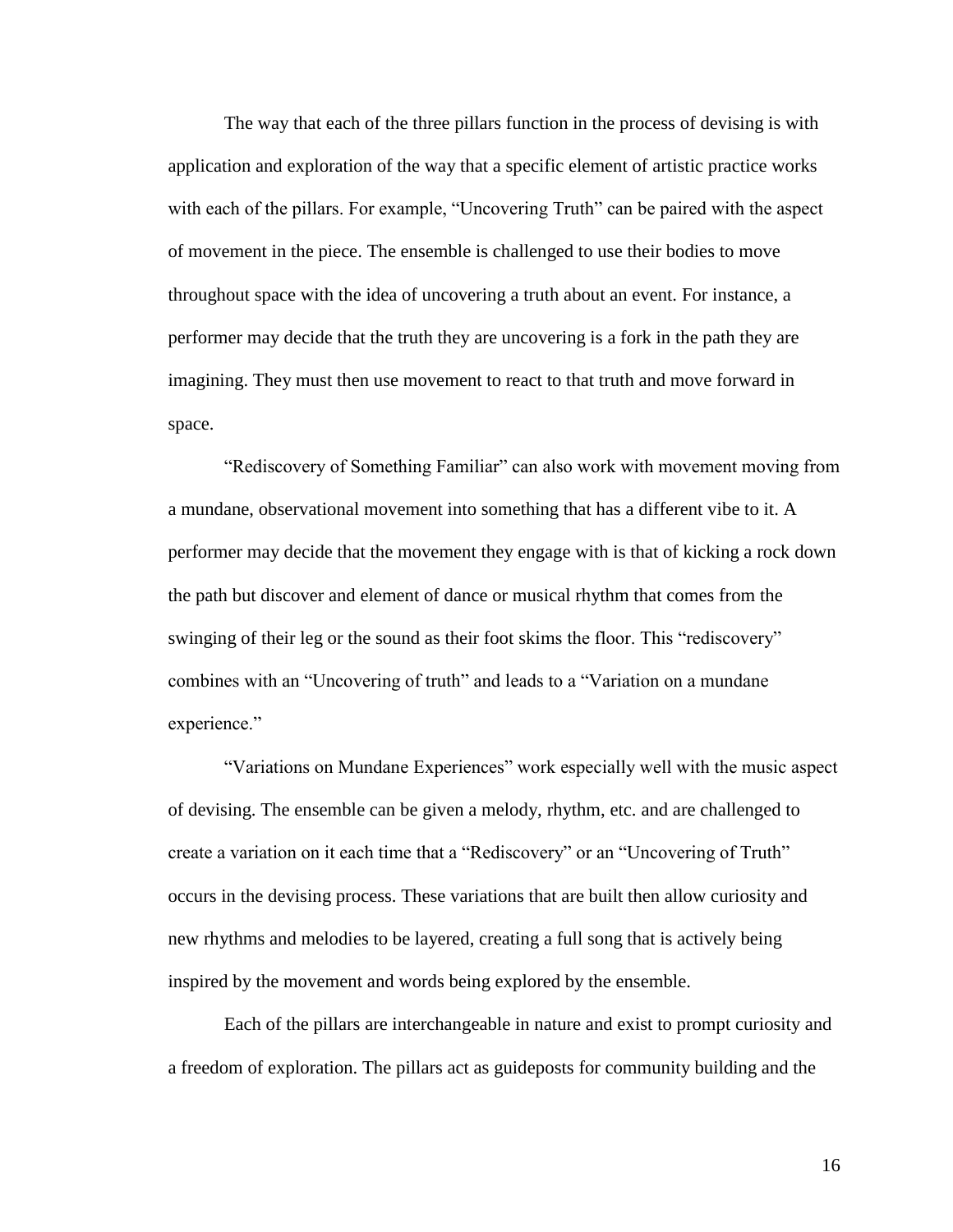The way that each of the three pillars function in the process of devising is with application and exploration of the way that a specific element of artistic practice works with each of the pillars. For example, "Uncovering Truth" can be paired with the aspect of movement in the piece. The ensemble is challenged to use their bodies to move throughout space with the idea of uncovering a truth about an event. For instance, a performer may decide that the truth they are uncovering is a fork in the path they are imagining. They must then use movement to react to that truth and move forward in space.

"Rediscovery of Something Familiar" can also work with movement moving from a mundane, observational movement into something that has a different vibe to it. A performer may decide that the movement they engage with is that of kicking a rock down the path but discover and element of dance or musical rhythm that comes from the swinging of their leg or the sound as their foot skims the floor. This "rediscovery" combines with an "Uncovering of truth" and leads to a "Variation on a mundane experience."

"Variations on Mundane Experiences" work especially well with the music aspect of devising. The ensemble can be given a melody, rhythm, etc. and are challenged to create a variation on it each time that a "Rediscovery" or an "Uncovering of Truth" occurs in the devising process. These variations that are built then allow curiosity and new rhythms and melodies to be layered, creating a full song that is actively being inspired by the movement and words being explored by the ensemble.

Each of the pillars are interchangeable in nature and exist to prompt curiosity and a freedom of exploration. The pillars act as guideposts for community building and the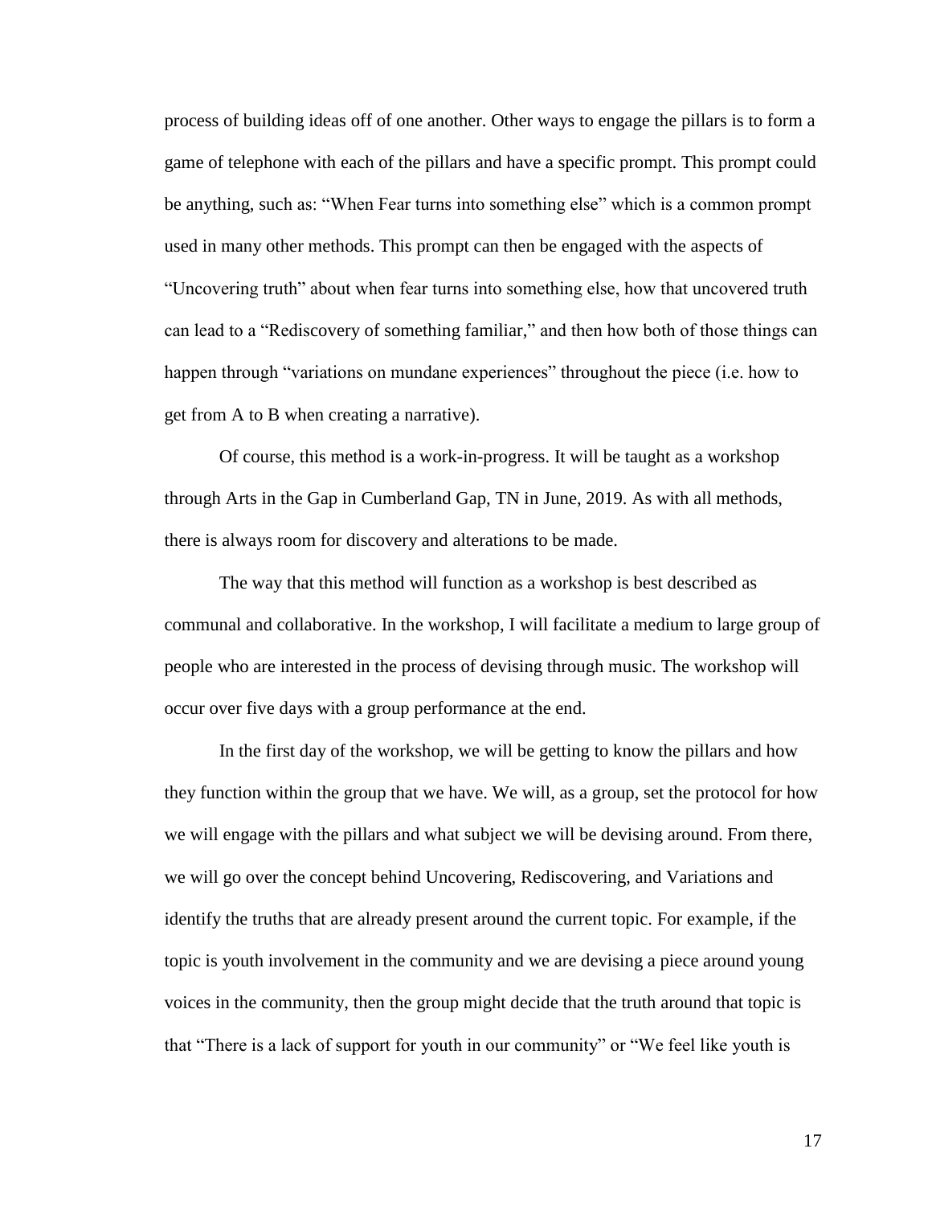process of building ideas off of one another. Other ways to engage the pillars is to form a game of telephone with each of the pillars and have a specific prompt. This prompt could be anything, such as: "When Fear turns into something else" which is a common prompt used in many other methods. This prompt can then be engaged with the aspects of "Uncovering truth" about when fear turns into something else, how that uncovered truth can lead to a "Rediscovery of something familiar," and then how both of those things can happen through "variations on mundane experiences" throughout the piece (i.e. how to get from A to B when creating a narrative).

Of course, this method is a work-in-progress. It will be taught as a workshop through Arts in the Gap in Cumberland Gap, TN in June, 2019. As with all methods, there is always room for discovery and alterations to be made.

The way that this method will function as a workshop is best described as communal and collaborative. In the workshop, I will facilitate a medium to large group of people who are interested in the process of devising through music. The workshop will occur over five days with a group performance at the end.

In the first day of the workshop, we will be getting to know the pillars and how they function within the group that we have. We will, as a group, set the protocol for how we will engage with the pillars and what subject we will be devising around. From there, we will go over the concept behind Uncovering, Rediscovering, and Variations and identify the truths that are already present around the current topic. For example, if the topic is youth involvement in the community and we are devising a piece around young voices in the community, then the group might decide that the truth around that topic is that "There is a lack of support for youth in our community" or "We feel like youth is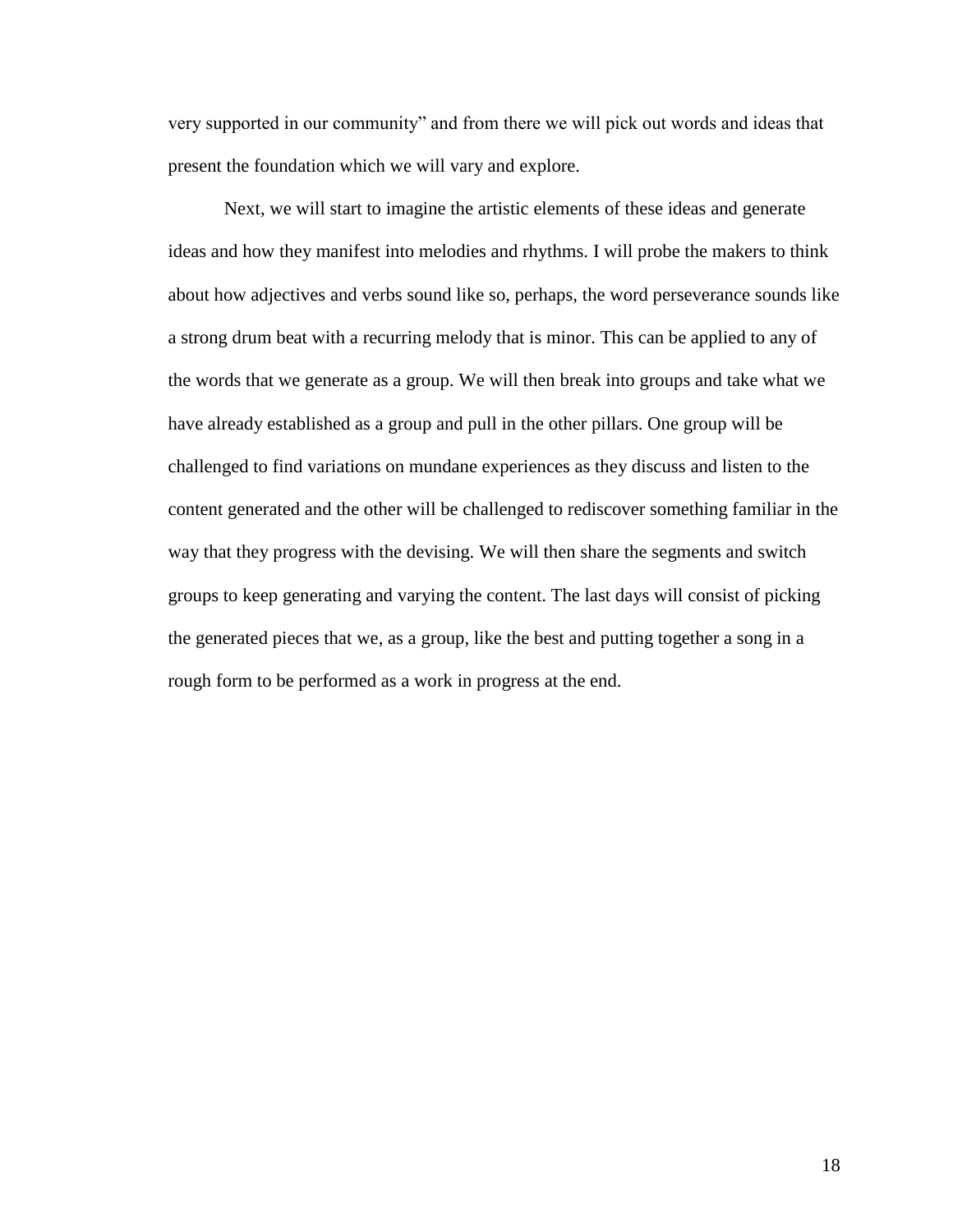very supported in our community" and from there we will pick out words and ideas that present the foundation which we will vary and explore.

Next, we will start to imagine the artistic elements of these ideas and generate ideas and how they manifest into melodies and rhythms. I will probe the makers to think about how adjectives and verbs sound like so, perhaps, the word perseverance sounds like a strong drum beat with a recurring melody that is minor. This can be applied to any of the words that we generate as a group. We will then break into groups and take what we have already established as a group and pull in the other pillars. One group will be challenged to find variations on mundane experiences as they discuss and listen to the content generated and the other will be challenged to rediscover something familiar in the way that they progress with the devising. We will then share the segments and switch groups to keep generating and varying the content. The last days will consist of picking the generated pieces that we, as a group, like the best and putting together a song in a rough form to be performed as a work in progress at the end.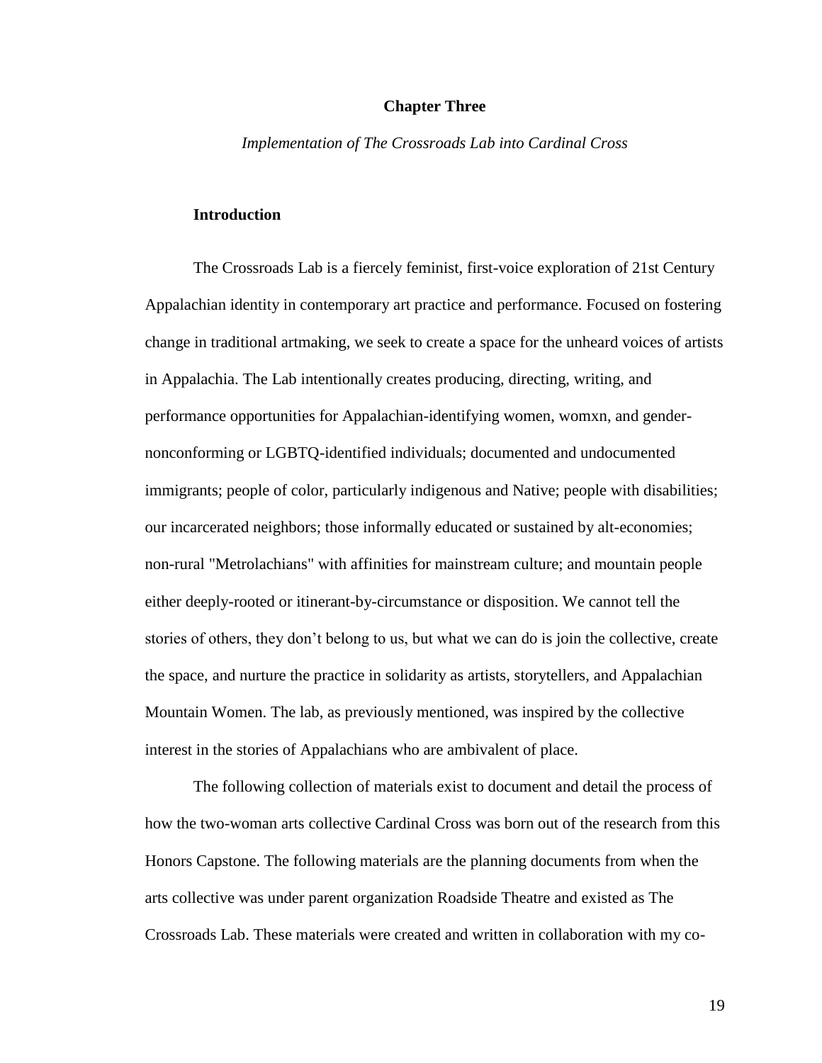# Chapter Three

*Implementation of The Crossroads Lab into Cardinal Cross*

## Introduction

The Crossroads Lab is a fiercely feminist, first-voice exploration of 21st Century Appalachian identity in contemporary art practice and performance. Focused on fostering change in traditional artmaking, we seek to create a space for the unheard voices of artists in Appalachia. The Lab intentionally creates producing, directing, writing, and performance opportunities for Appalachian-identifying women, womxn, and gender-nonconforming or LGBTQ-identified individuals; documented and undocumented immigrants; people of color, particularly indigenous and Native; people with disabilities; our incarcerated neighbors; those informally educated or sustained by alt-economies; non-rural "Metrolachians" with affinities for mainstream culture; and mountain people either deeply-rooted or itinerant-by-circumstance or disposition. We cannot tell the stories of others, they don't belong to us, but what we can do is join the collective, create the space, and nurture the practice in solidarity as artists, storytellers, and Appalachian Mountain Women. The lab, as previously mentioned, was inspired by the collective interest in the stories of Appalachians who are ambivalent of place.

The following collection of materials exist to document and detail the process of how the two-woman arts collective Cardinal Cross was born out of the research from this Honors Capstone. The following materials are the planning documents from when the arts collective was under parent organization Roadside Theatre and existed as The Crossroads Lab. These materials were created and written in collaboration with my co-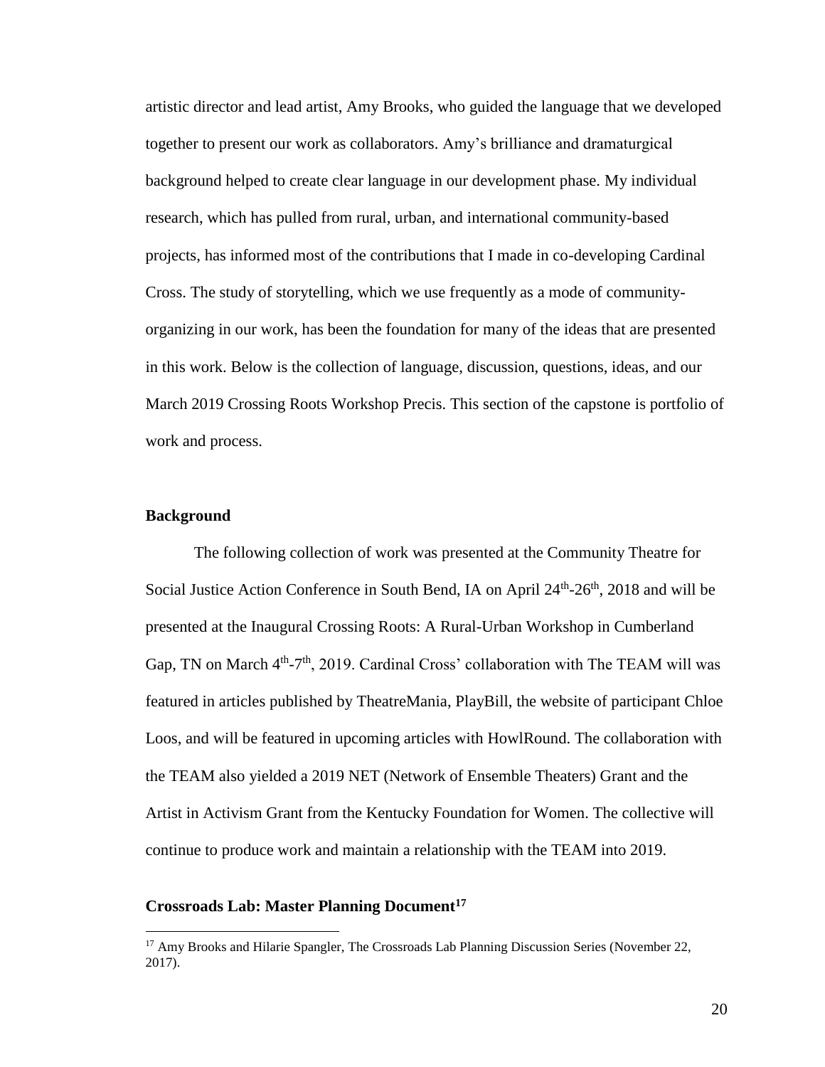artistic director and lead artist, Amy Brooks, who guided the language that we developed together to present our work as collaborators. Amy's brilliance and dramaturgical background helped to create clear language in our development phase. My individual research, which has pulled from rural, urban, and international community-based projects, has informed most of the contributions that I made in co-developing Cardinal Cross. The study of storytelling, which we use frequently as a mode of community-organizing in our work, has been the foundation for many of the ideas that are presented in this work. Below is the collection of language, discussion, questions, ideas, and our March 2019 Crossing Roots Workshop Precis. This section of the capstone is portfolio of work and process.

**Background**

The following collection of work was presented at the Community Theatre for Social Justice Action Conference in South Bend, IA on April 24th-26th, 2018 and will be presented at the Inaugural Crossing Roots: A Rural-Urban Workshop in Cumberland Gap, TN on March 4th-7th, 2019. Cardinal Cross' collaboration with The TEAM will was featured in articles published by TheatreMania, PlayBill, the website of participant Chloe Loos, and will be featured in upcoming articles with HowlRound. The collaboration with the TEAM also yielded a 2019 NET (Network of Ensemble Theaters) Grant and the Artist in Activism Grant from the Kentucky Foundation for Women. The collective will continue to produce work and maintain a relationship with the TEAM into 2019.

**Crossroads Lab: Master Planning Document**[17]

[17] Amy Brooks and Hilarie Spangler, The Crossroads Lab Planning Discussion Series (November 22, 2017).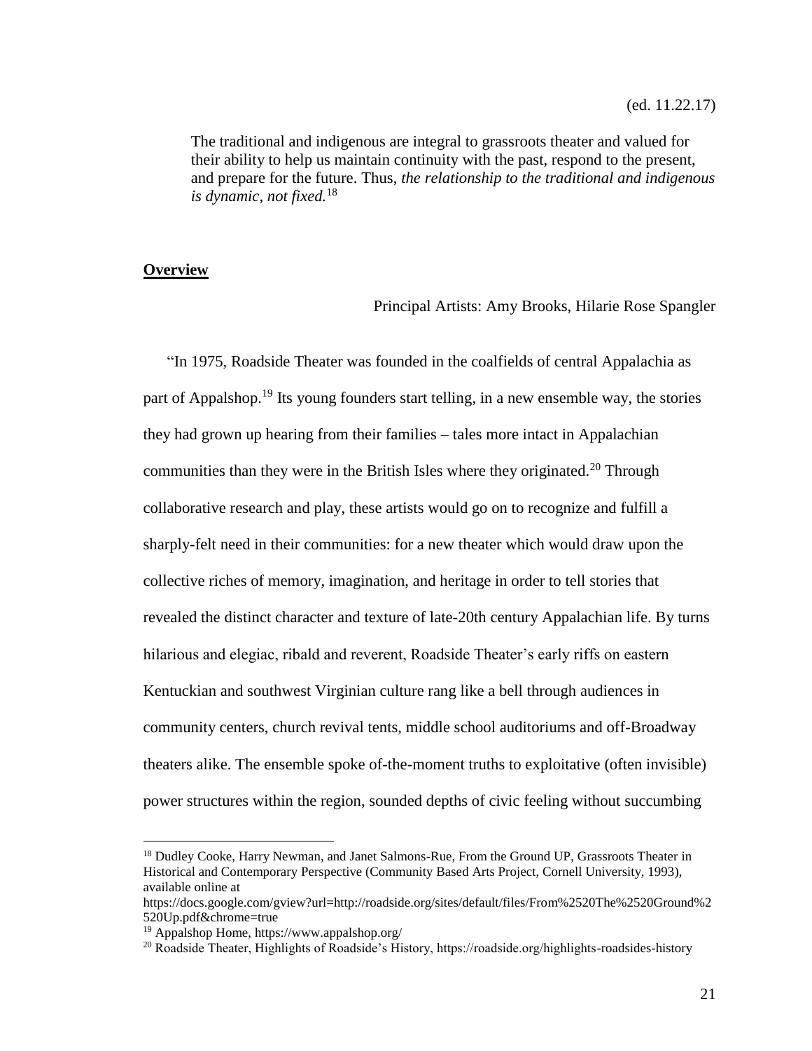(ed. 11.22.17)

> The traditional and indigenous are integral to grassroots theater and valued for their ability to help us maintain continuity with the past, respond to the present, and prepare for the future. Thus, *the relationship to the traditional and indigenous is dynamic, not fixed.*[18]

**Overview**

Principal Artists: Amy Brooks, Hilarie Rose Spangler

"In 1975, Roadside Theater was founded in the coalfields of central Appalachia as part of Appalshop.[19] Its young founders start telling, in a new ensemble way, the stories they had grown up hearing from their families – tales more intact in Appalachian communities than they were in the British Isles where they originated.[20] Through collaborative research and play, these artists would go on to recognize and fulfill a sharply-felt need in their communities: for a new theater which would draw upon the collective riches of memory, imagination, and heritage in order to tell stories that revealed the distinct character and texture of late-20th century Appalachian life. By turns hilarious and elegiac, ribald and reverent, Roadside Theater's early riffs on eastern Kentuckian and southwest Virginian culture rang like a bell through audiences in community centers, church revival tents, middle school auditoriums and off-Broadway theaters alike. The ensemble spoke of-the-moment truths to exploitative (often invisible) power structures within the region, sounded depths of civic feeling without succumbing

---

[18] Dudley Cooke, Harry Newman, and Janet Salmons-Rue, From the Ground UP, Grassroots Theater in Historical and Contemporary Perspective (Community Based Arts Project, Cornell University, 1993), available online at https://docs.google.com/gview?url=http://roadside.org/sites/default/files/From%2520The%2520Ground%2520Up.pdf&chrome=true

[19] Appalshop Home, https://www.appalshop.org/

[20] Roadside Theater, Highlights of Roadside's History, https://roadside.org/highlights-roadsides-history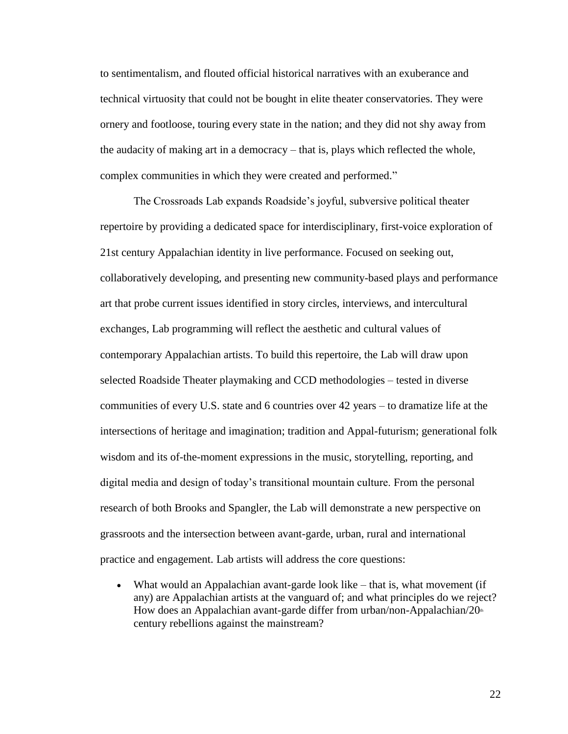to sentimentalism, and flouted official historical narratives with an exuberance and technical virtuosity that could not be bought in elite theater conservatories. They were ornery and footloose, touring every state in the nation; and they did not shy away from the audacity of making art in a democracy – that is, plays which reflected the whole, complex communities in which they were created and performed."

The Crossroads Lab expands Roadside's joyful, subversive political theater repertoire by providing a dedicated space for interdisciplinary, first-voice exploration of 21st century Appalachian identity in live performance. Focused on seeking out, collaboratively developing, and presenting new community-based plays and performance art that probe current issues identified in story circles, interviews, and intercultural exchanges, Lab programming will reflect the aesthetic and cultural values of contemporary Appalachian artists. To build this repertoire, the Lab will draw upon selected Roadside Theater playmaking and CCD methodologies – tested in diverse communities of every U.S. state and 6 countries over 42 years – to dramatize life at the intersections of heritage and imagination; tradition and Appal-futurism; generational folk wisdom and its of-the-moment expressions in the music, storytelling, reporting, and digital media and design of today's transitional mountain culture. From the personal research of both Brooks and Spangler, the Lab will demonstrate a new perspective on grassroots and the intersection between avant-garde, urban, rural and international practice and engagement. Lab artists will address the core questions:

- What would an Appalachian avant-garde look like – that is, what movement (if any) are Appalachian artists at the vanguard of; and what principles do we reject? How does an Appalachian avant-garde differ from urban/non-Appalachian/20th century rebellions against the mainstream?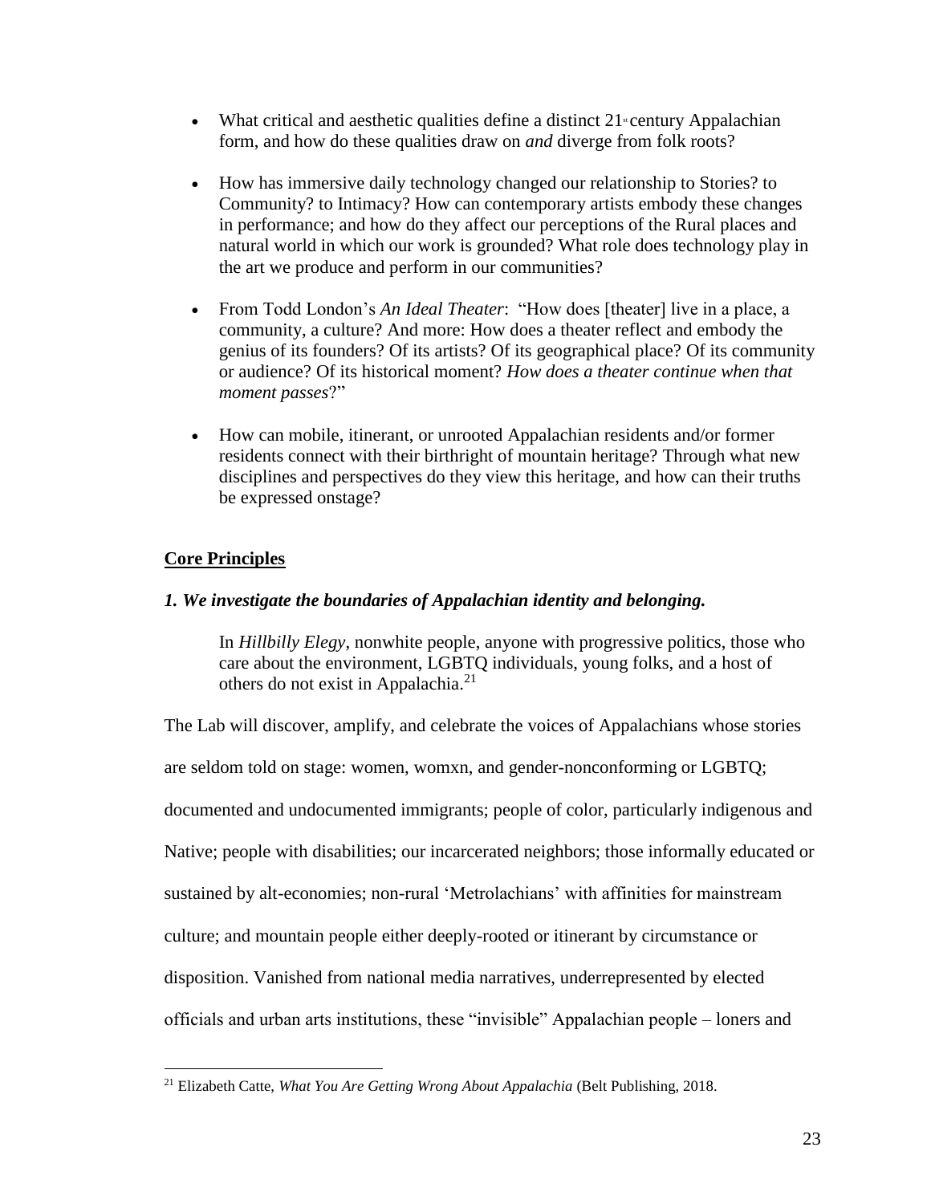- What critical and aesthetic qualities define a distinct 21st century Appalachian form, and how do these qualities draw on *and* diverge from folk roots?

- How has immersive daily technology changed our relationship to Stories? to Community? to Intimacy? How can contemporary artists embody these changes in performance; and how do they affect our perceptions of the Rural places and natural world in which our work is grounded? What role does technology play in the art we produce and perform in our communities?

- From Todd London's *An Ideal Theater*: "How does [theater] live in a place, a community, a culture? And more: How does a theater reflect and embody the genius of its founders? Of its artists? Of its geographical place? Of its community or audience? Of its historical moment? *How does a theater continue when that moment passes*?"

- How can mobile, itinerant, or unrooted Appalachian residents and/or former residents connect with their birthright of mountain heritage? Through what new disciplines and perspectives do they view this heritage, and how can their truths be expressed onstage?

## Core Principles

### *1. We investigate the boundaries of Appalachian identity and belonging.*

> In *Hillbilly Elegy*, nonwhite people, anyone with progressive politics, those who care about the environment, LGBTQ individuals, young folks, and a host of others do not exist in Appalachia.[21]

The Lab will discover, amplify, and celebrate the voices of Appalachians whose stories are seldom told on stage: women, womxn, and gender-nonconforming or LGBTQ; documented and undocumented immigrants; people of color, particularly indigenous and Native; people with disabilities; our incarcerated neighbors; those informally educated or sustained by alt-economies; non-rural 'Metrolachians' with affinities for mainstream culture; and mountain people either deeply-rooted or itinerant by circumstance or disposition. Vanished from national media narratives, underrepresented by elected officials and urban arts institutions, these "invisible" Appalachian people – loners and

[21] Elizabeth Catte, *What You Are Getting Wrong About Appalachia* (Belt Publishing, 2018.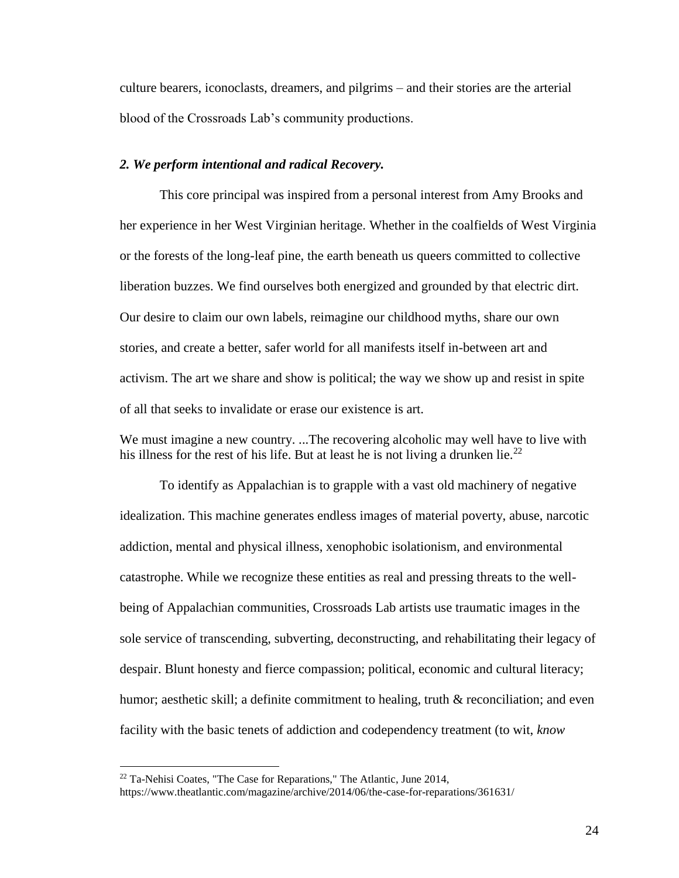culture bearers, iconoclasts, dreamers, and pilgrims – and their stories are the arterial blood of the Crossroads Lab's community productions.

### *2. We perform intentional and radical Recovery.*

This core principal was inspired from a personal interest from Amy Brooks and her experience in her West Virginian heritage. Whether in the coalfields of West Virginia or the forests of the long-leaf pine, the earth beneath us queers committed to collective liberation buzzes. We find ourselves both energized and grounded by that electric dirt. Our desire to claim our own labels, reimagine our childhood myths, share our own stories, and create a better, safer world for all manifests itself in-between art and activism. The art we share and show is political; the way we show up and resist in spite of all that seeks to invalidate or erase our existence is art.

> We must imagine a new country. ...The recovering alcoholic may well have to live with his illness for the rest of his life. But at least he is not living a drunken lie.[22]

To identify as Appalachian is to grapple with a vast old machinery of negative idealization. This machine generates endless images of material poverty, abuse, narcotic addiction, mental and physical illness, xenophobic isolationism, and environmental catastrophe. While we recognize these entities as real and pressing threats to the well-being of Appalachian communities, Crossroads Lab artists use traumatic images in the sole service of transcending, subverting, deconstructing, and rehabilitating their legacy of despair. Blunt honesty and fierce compassion; political, economic and cultural literacy; humor; aesthetic skill; a definite commitment to healing, truth & reconciliation; and even facility with the basic tenets of addiction and codependency treatment (to wit, *know*

---

[22] Ta-Nehisi Coates, "The Case for Reparations," The Atlantic, June 2014, https://www.theatlantic.com/magazine/archive/2014/06/the-case-for-reparations/361631/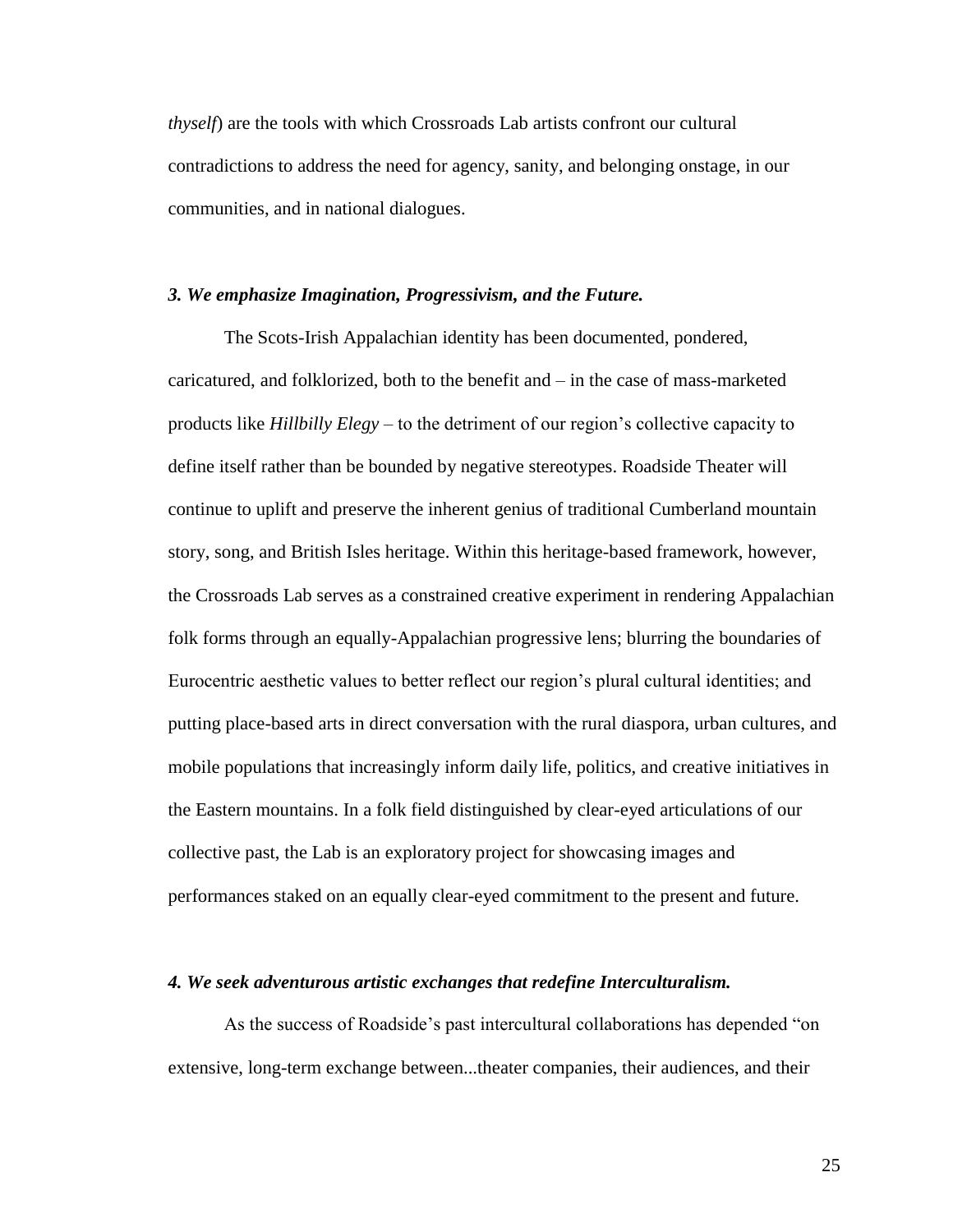*thyself*) are the tools with which Crossroads Lab artists confront our cultural contradictions to address the need for agency, sanity, and belonging onstage, in our communities, and in national dialogues.

### *3. We emphasize Imagination, Progressivism, and the Future.*

The Scots-Irish Appalachian identity has been documented, pondered, caricatured, and folklorized, both to the benefit and – in the case of mass-marketed products like *Hillbilly Elegy* – to the detriment of our region's collective capacity to define itself rather than be bounded by negative stereotypes. Roadside Theater will continue to uplift and preserve the inherent genius of traditional Cumberland mountain story, song, and British Isles heritage. Within this heritage-based framework, however, the Crossroads Lab serves as a constrained creative experiment in rendering Appalachian folk forms through an equally-Appalachian progressive lens; blurring the boundaries of Eurocentric aesthetic values to better reflect our region's plural cultural identities; and putting place-based arts in direct conversation with the rural diaspora, urban cultures, and mobile populations that increasingly inform daily life, politics, and creative initiatives in the Eastern mountains. In a folk field distinguished by clear-eyed articulations of our collective past, the Lab is an exploratory project for showcasing images and performances staked on an equally clear-eyed commitment to the present and future.

### *4. We seek adventurous artistic exchanges that redefine Interculturalism.*

As the success of Roadside's past intercultural collaborations has depended "on extensive, long-term exchange between...theater companies, their audiences, and their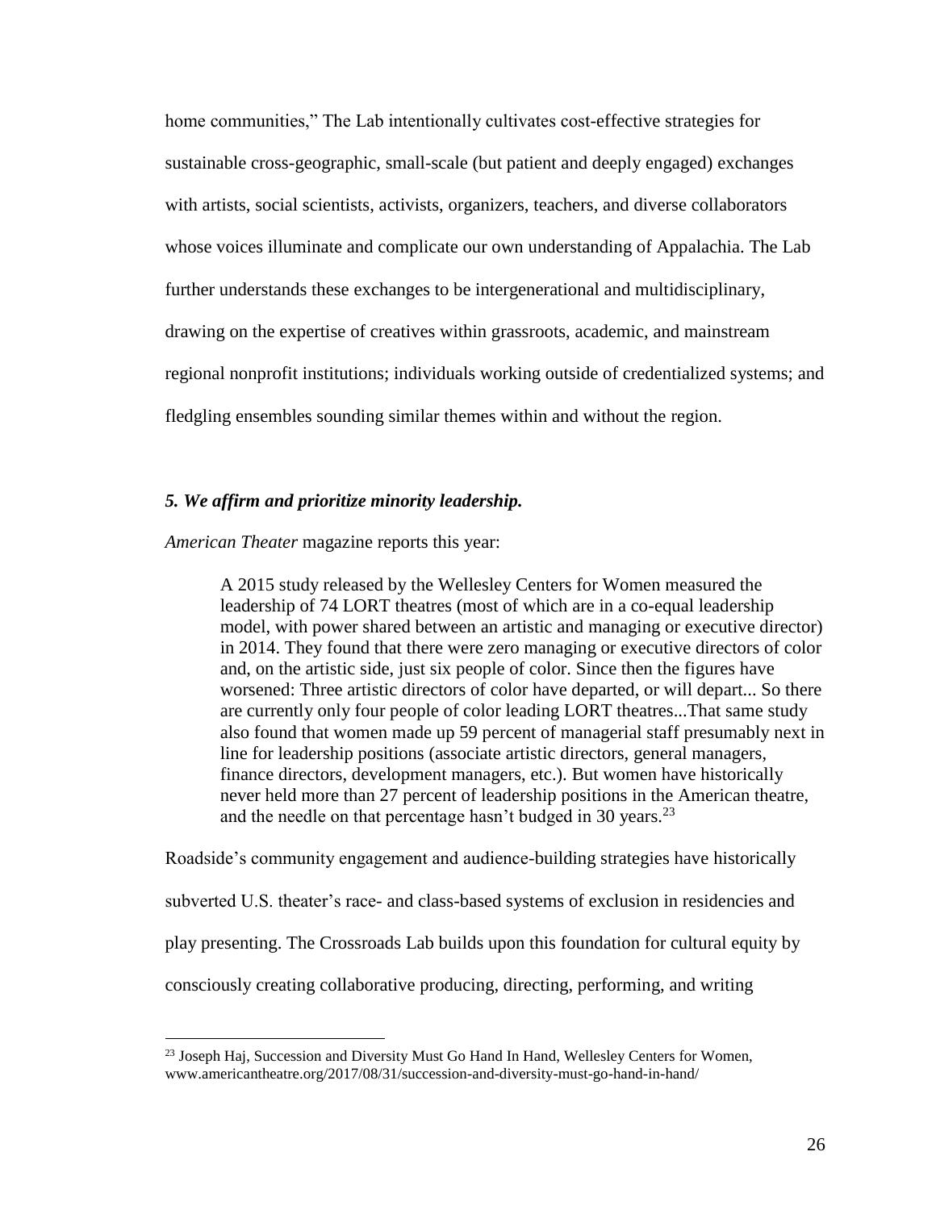home communities," The Lab intentionally cultivates cost-effective strategies for sustainable cross-geographic, small-scale (but patient and deeply engaged) exchanges with artists, social scientists, activists, organizers, teachers, and diverse collaborators whose voices illuminate and complicate our own understanding of Appalachia. The Lab further understands these exchanges to be intergenerational and multidisciplinary, drawing on the expertise of creatives within grassroots, academic, and mainstream regional nonprofit institutions; individuals working outside of credentialized systems; and fledgling ensembles sounding similar themes within and without the region.

***5. We affirm and prioritize minority leadership.***

*American Theater* magazine reports this year:

> A 2015 study released by the Wellesley Centers for Women measured the leadership of 74 LORT theatres (most of which are in a co-equal leadership model, with power shared between an artistic and managing or executive director) in 2014. They found that there were zero managing or executive directors of color and, on the artistic side, just six people of color. Since then the figures have worsened: Three artistic directors of color have departed, or will depart... So there are currently only four people of color leading LORT theatres...That same study also found that women made up 59 percent of managerial staff presumably next in line for leadership positions (associate artistic directors, general managers, finance directors, development managers, etc.). But women have historically never held more than 27 percent of leadership positions in the American theatre, and the needle on that percentage hasn't budged in 30 years.[23]

Roadside's community engagement and audience-building strategies have historically subverted U.S. theater's race- and class-based systems of exclusion in residencies and play presenting. The Crossroads Lab builds upon this foundation for cultural equity by consciously creating collaborative producing, directing, performing, and writing

---

[23] Joseph Haj, Succession and Diversity Must Go Hand In Hand, Wellesley Centers for Women, www.americantheatre.org/2017/08/31/succession-and-diversity-must-go-hand-in-hand/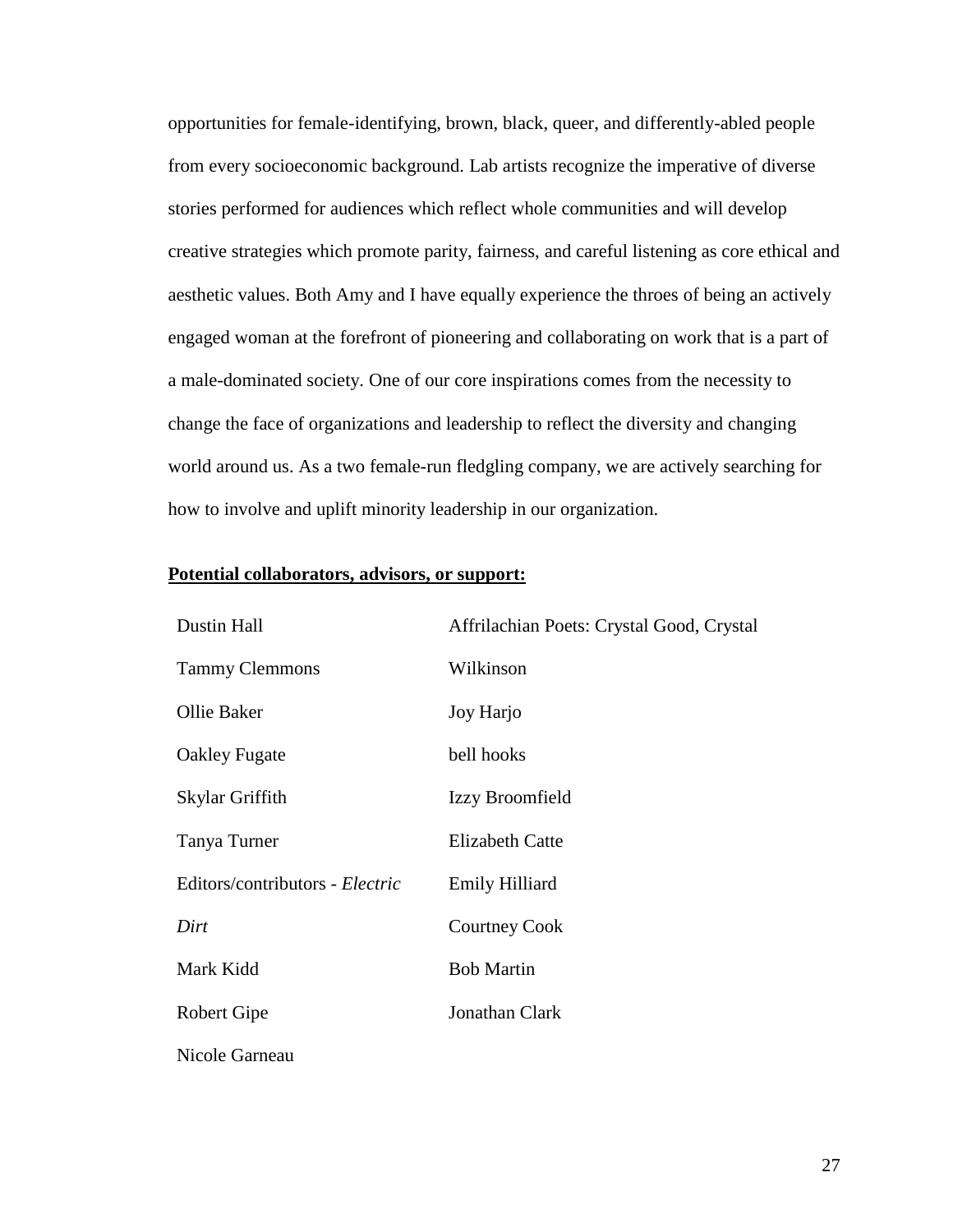opportunities for female-identifying, brown, black, queer, and differently-abled people from every socioeconomic background. Lab artists recognize the imperative of diverse stories performed for audiences which reflect whole communities and will develop creative strategies which promote parity, fairness, and careful listening as core ethical and aesthetic values. Both Amy and I have equally experience the throes of being an actively engaged woman at the forefront of pioneering and collaborating on work that is a part of a male-dominated society. One of our core inspirations comes from the necessity to change the face of organizations and leadership to reflect the diversity and changing world around us. As a two female-run fledgling company, we are actively searching for how to involve and uplift minority leadership in our organization.

**Potential collaborators, advisors, or support:**

- Dustin Hall
- Tammy Clemmons
- Ollie Baker
- Oakley Fugate
- Skylar Griffith
- Tanya Turner
- Editors/contributors - *Electric Dirt*
- Mark Kidd
- Robert Gipe
- Nicole Garneau
- Affrilachian Poets: Crystal Good, Crystal Wilkinson
- Joy Harjo
- bell hooks
- Izzy Broomfield
- Elizabeth Catte
- Emily Hilliard
- Courtney Cook
- Bob Martin
- Jonathan Clark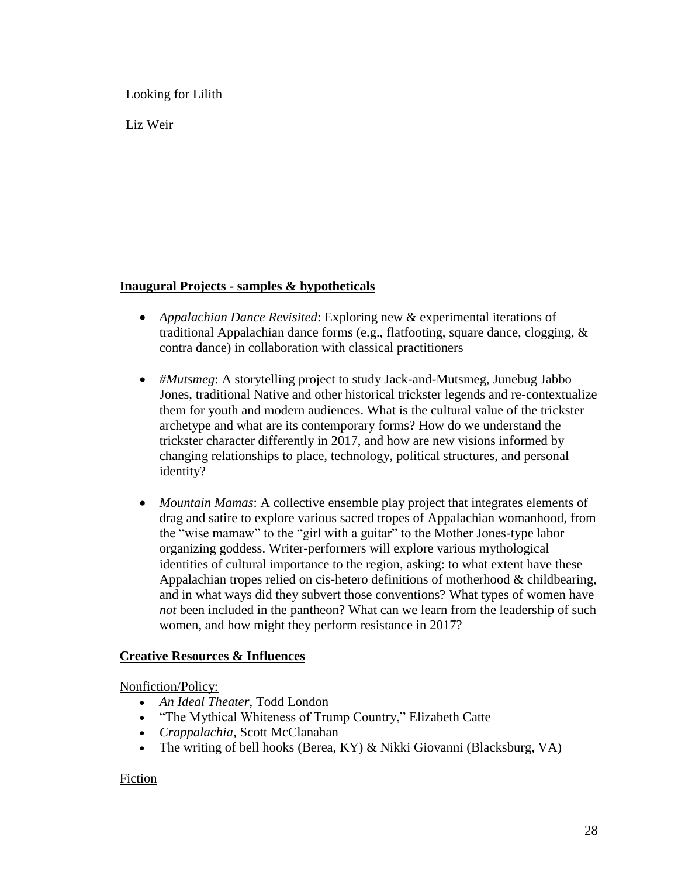Looking for Lilith

Liz Weir

## Inaugural Projects - samples & hypotheticals

- *Appalachian Dance Revisited*: Exploring new & experimental iterations of traditional Appalachian dance forms (e.g., flatfooting, square dance, clogging, & contra dance) in collaboration with classical practitioners

- *#Mutsmeg*: A storytelling project to study Jack-and-Mutsmeg, Junebug Jabbo Jones, traditional Native and other historical trickster legends and re-contextualize them for youth and modern audiences. What is the cultural value of the trickster archetype and what are its contemporary forms? How do we understand the trickster character differently in 2017, and how are new visions informed by changing relationships to place, technology, political structures, and personal identity?

- *Mountain Mamas*: A collective ensemble play project that integrates elements of drag and satire to explore various sacred tropes of Appalachian womanhood, from the "wise mamaw" to the "girl with a guitar" to the Mother Jones-type labor organizing goddess. Writer-performers will explore various mythological identities of cultural importance to the region, asking: to what extent have these Appalachian tropes relied on cis-hetero definitions of motherhood & childbearing, and in what ways did they subvert those conventions? What types of women have *not* been included in the pantheon? What can we learn from the leadership of such women, and how might they perform resistance in 2017?

## Creative Resources & Influences

Nonfiction/Policy:

- *An Ideal Theater*, Todd London
- "The Mythical Whiteness of Trump Country," Elizabeth Catte
- *Crappalachia*, Scott McClanahan
- The writing of bell hooks (Berea, KY) & Nikki Giovanni (Blacksburg, VA)

Fiction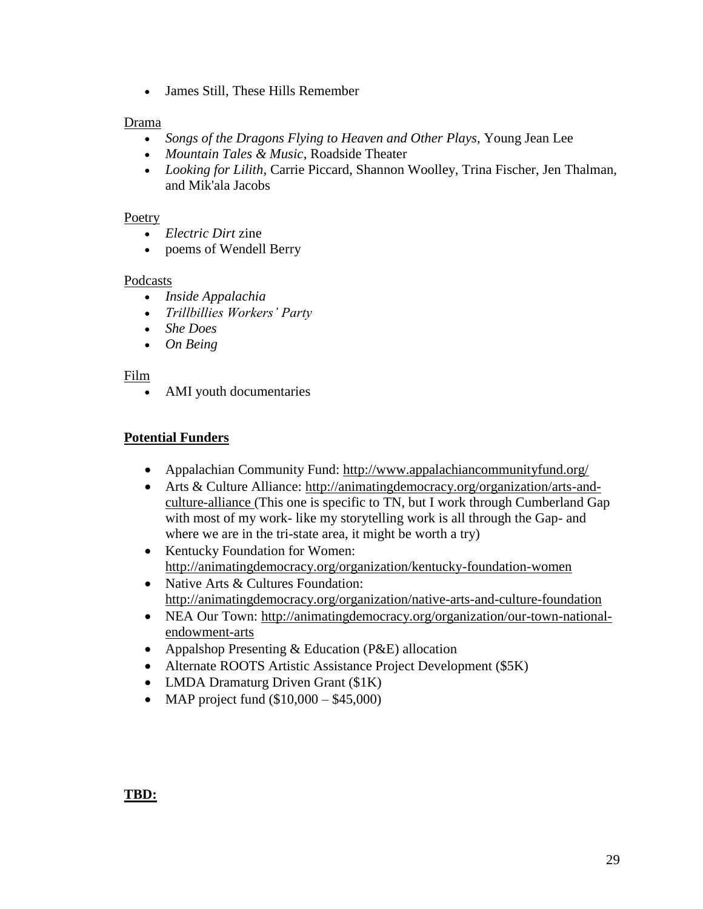- James Still, These Hills Remember

Drama

- *Songs of the Dragons Flying to Heaven and Other Plays*, Young Jean Lee
- *Mountain Tales & Music*, Roadside Theater
- *Looking for Lilith*, Carrie Piccard, Shannon Woolley, Trina Fischer, Jen Thalman, and Mik'ala Jacobs

Poetry

- *Electric Dirt* zine
- poems of Wendell Berry

Podcasts

- *Inside Appalachia*
- *Trillbillies Workers' Party*
- *She Does*
- *On Being*

Film

- AMI youth documentaries

**Potential Funders**

- Appalachian Community Fund: http://www.appalachiancommunityfund.org/
- Arts & Culture Alliance: http://animatingdemocracy.org/organization/arts-and-culture-alliance (This one is specific to TN, but I work through Cumberland Gap with most of my work- like my storytelling work is all through the Gap- and where we are in the tri-state area, it might be worth a try)
- Kentucky Foundation for Women: http://animatingdemocracy.org/organization/kentucky-foundation-women
- Native Arts & Cultures Foundation: http://animatingdemocracy.org/organization/native-arts-and-culture-foundation
- NEA Our Town: http://animatingdemocracy.org/organization/our-town-national-endowment-arts
- Appalshop Presenting & Education (P&E) allocation
- Alternate ROOTS Artistic Assistance Project Development ($5K)
- LMDA Dramaturg Driven Grant ($1K)
- MAP project fund ($10,000 – $45,000)

**TBD:**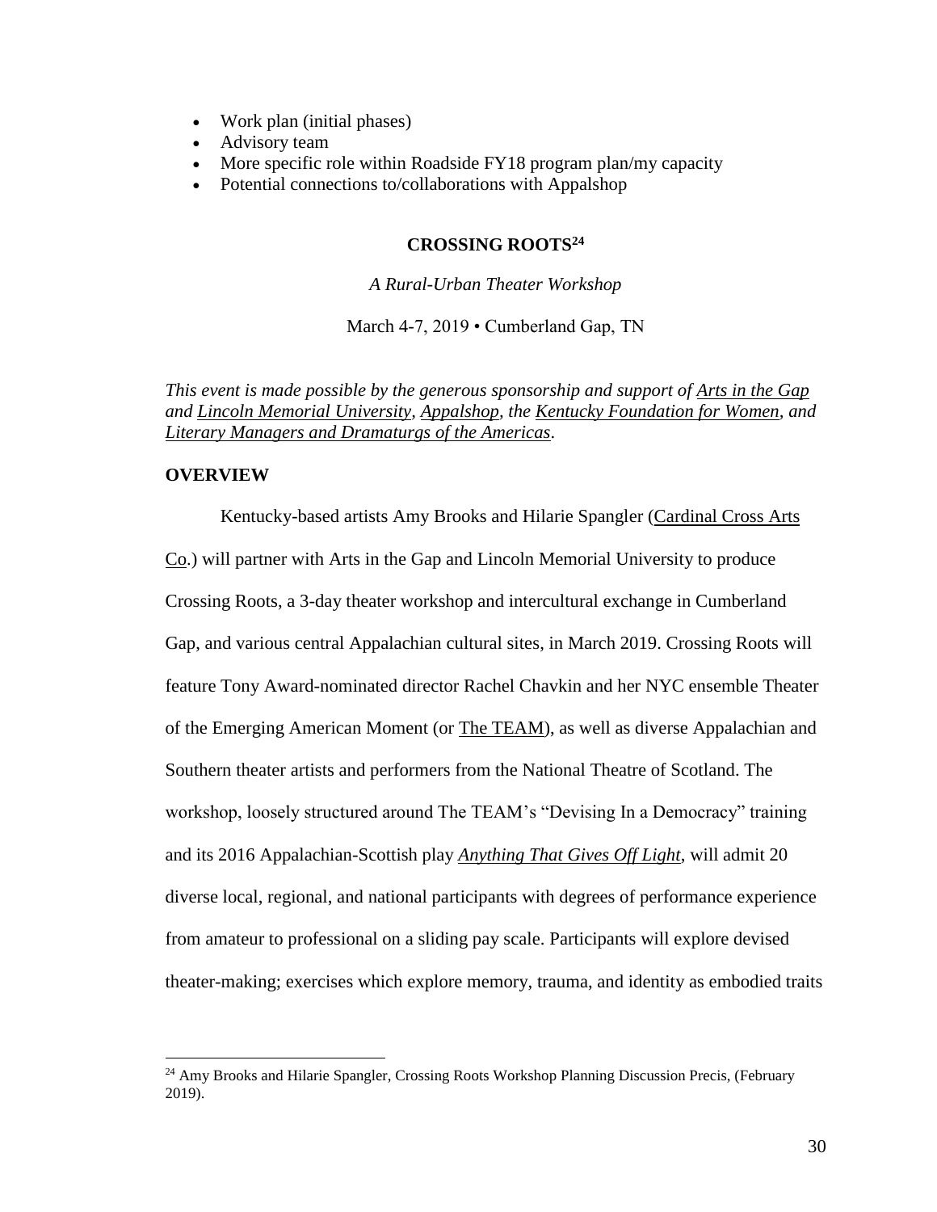- Work plan (initial phases)
- Advisory team
- More specific role within Roadside FY18 program plan/my capacity
- Potential connections to/collaborations with Appalshop

**CROSSING ROOTS**[24]

*A Rural-Urban Theater Workshop*

March 4-7, 2019 • Cumberland Gap, TN

*This event is made possible by the generous sponsorship and support of Arts in the Gap and Lincoln Memorial University, Appalshop, the Kentucky Foundation for Women, and Literary Managers and Dramaturgs of the Americas.*

**OVERVIEW**

Kentucky-based artists Amy Brooks and Hilarie Spangler (Cardinal Cross Arts Co.) will partner with Arts in the Gap and Lincoln Memorial University to produce Crossing Roots, a 3-day theater workshop and intercultural exchange in Cumberland Gap, and various central Appalachian cultural sites, in March 2019. Crossing Roots will feature Tony Award-nominated director Rachel Chavkin and her NYC ensemble Theater of the Emerging American Moment (or The TEAM), as well as diverse Appalachian and Southern theater artists and performers from the National Theatre of Scotland. The workshop, loosely structured around The TEAM's "Devising In a Democracy" training and its 2016 Appalachian-Scottish play *Anything That Gives Off Light*, will admit 20 diverse local, regional, and national participants with degrees of performance experience from amateur to professional on a sliding pay scale. Participants will explore devised theater-making; exercises which explore memory, trauma, and identity as embodied traits

[24] Amy Brooks and Hilarie Spangler, Crossing Roots Workshop Planning Discussion Precis, (February 2019).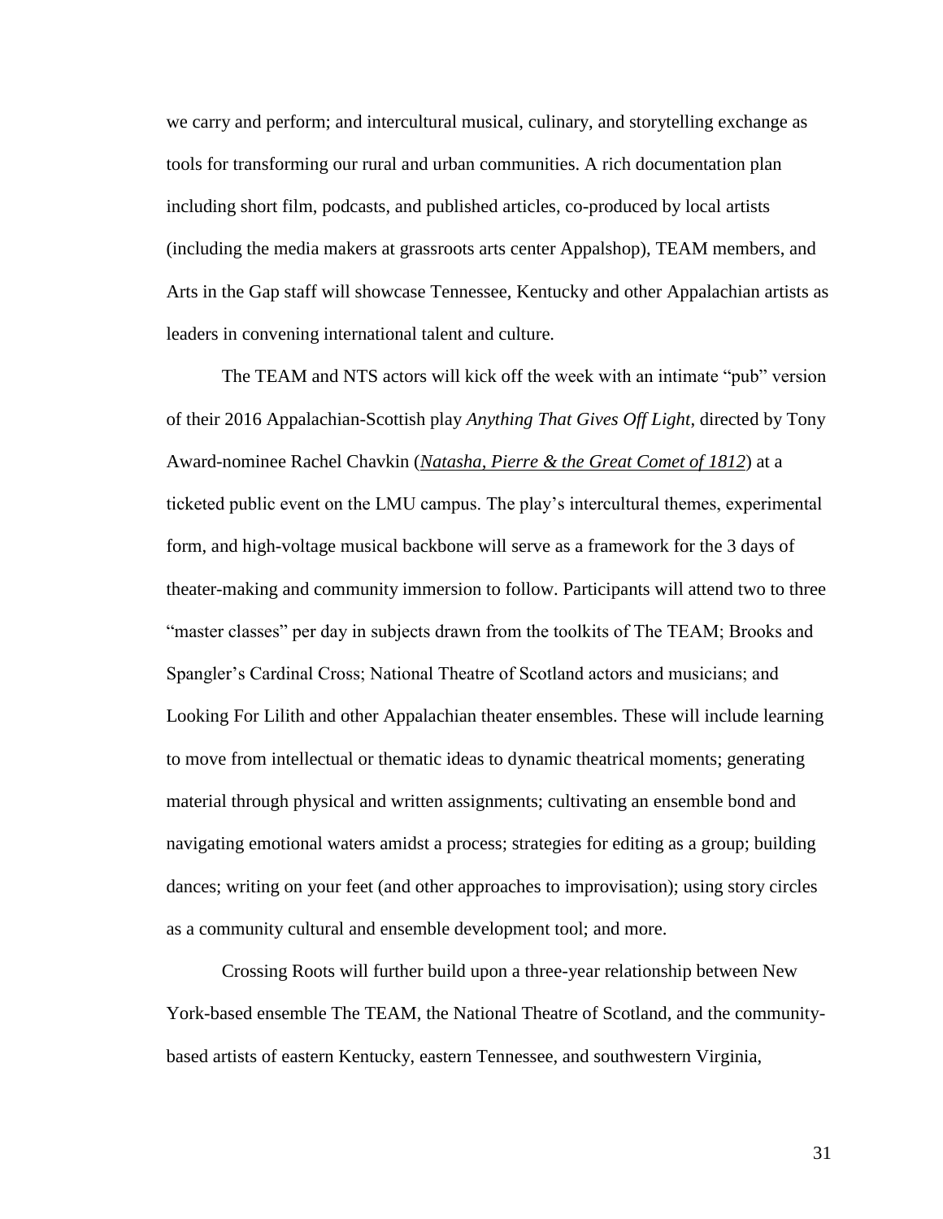we carry and perform; and intercultural musical, culinary, and storytelling exchange as tools for transforming our rural and urban communities. A rich documentation plan including short film, podcasts, and published articles, co-produced by local artists (including the media makers at grassroots arts center Appalshop), TEAM members, and Arts in the Gap staff will showcase Tennessee, Kentucky and other Appalachian artists as leaders in convening international talent and culture.

The TEAM and NTS actors will kick off the week with an intimate "pub" version of their 2016 Appalachian-Scottish play *Anything That Gives Off Light*, directed by Tony Award-nominee Rachel Chavkin (*Natasha, Pierre & the Great Comet of 1812*) at a ticketed public event on the LMU campus. The play's intercultural themes, experimental form, and high-voltage musical backbone will serve as a framework for the 3 days of theater-making and community immersion to follow. Participants will attend two to three "master classes" per day in subjects drawn from the toolkits of The TEAM; Brooks and Spangler's Cardinal Cross; National Theatre of Scotland actors and musicians; and Looking For Lilith and other Appalachian theater ensembles. These will include learning to move from intellectual or thematic ideas to dynamic theatrical moments; generating material through physical and written assignments; cultivating an ensemble bond and navigating emotional waters amidst a process; strategies for editing as a group; building dances; writing on your feet (and other approaches to improvisation); using story circles as a community cultural and ensemble development tool; and more.

Crossing Roots will further build upon a three-year relationship between New York-based ensemble The TEAM, the National Theatre of Scotland, and the community-based artists of eastern Kentucky, eastern Tennessee, and southwestern Virginia,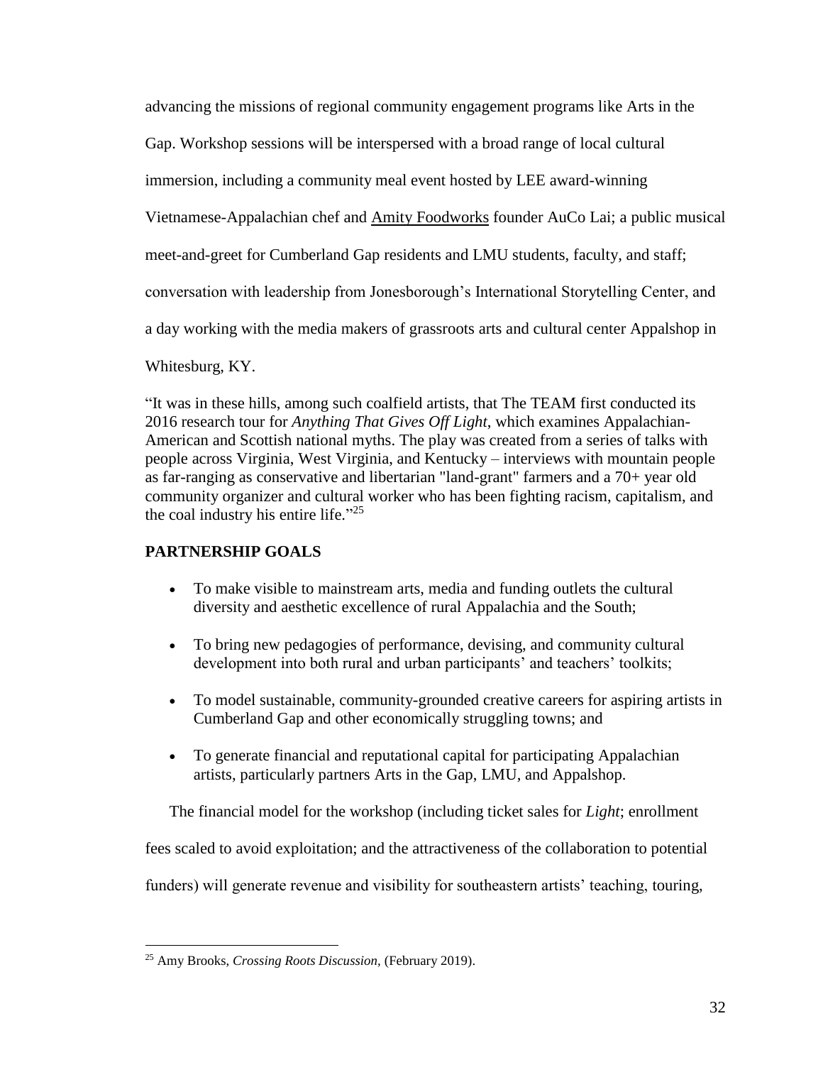advancing the missions of regional community engagement programs like Arts in the Gap. Workshop sessions will be interspersed with a broad range of local cultural immersion, including a community meal event hosted by LEE award-winning Vietnamese-Appalachian chef and Amity Foodworks founder AuCo Lai; a public musical meet-and-greet for Cumberland Gap residents and LMU students, faculty, and staff; conversation with leadership from Jonesborough's International Storytelling Center, and a day working with the media makers of grassroots arts and cultural center Appalshop in Whitesburg, KY.

"It was in these hills, among such coalfield artists, that The TEAM first conducted its 2016 research tour for *Anything That Gives Off Light*, which examines Appalachian-American and Scottish national myths. The play was created from a series of talks with people across Virginia, West Virginia, and Kentucky – interviews with mountain people as far-ranging as conservative and libertarian "land-grant" farmers and a 70+ year old community organizer and cultural worker who has been fighting racism, capitalism, and the coal industry his entire life."[25]

**PARTNERSHIP GOALS**

- To make visible to mainstream arts, media and funding outlets the cultural diversity and aesthetic excellence of rural Appalachia and the South;
- To bring new pedagogies of performance, devising, and community cultural development into both rural and urban participants' and teachers' toolkits;
- To model sustainable, community-grounded creative careers for aspiring artists in Cumberland Gap and other economically struggling towns; and
- To generate financial and reputational capital for participating Appalachian artists, particularly partners Arts in the Gap, LMU, and Appalshop.

The financial model for the workshop (including ticket sales for *Light*; enrollment fees scaled to avoid exploitation; and the attractiveness of the collaboration to potential funders) will generate revenue and visibility for southeastern artists' teaching, touring,

[25] Amy Brooks, *Crossing Roots Discussion,* (February 2019).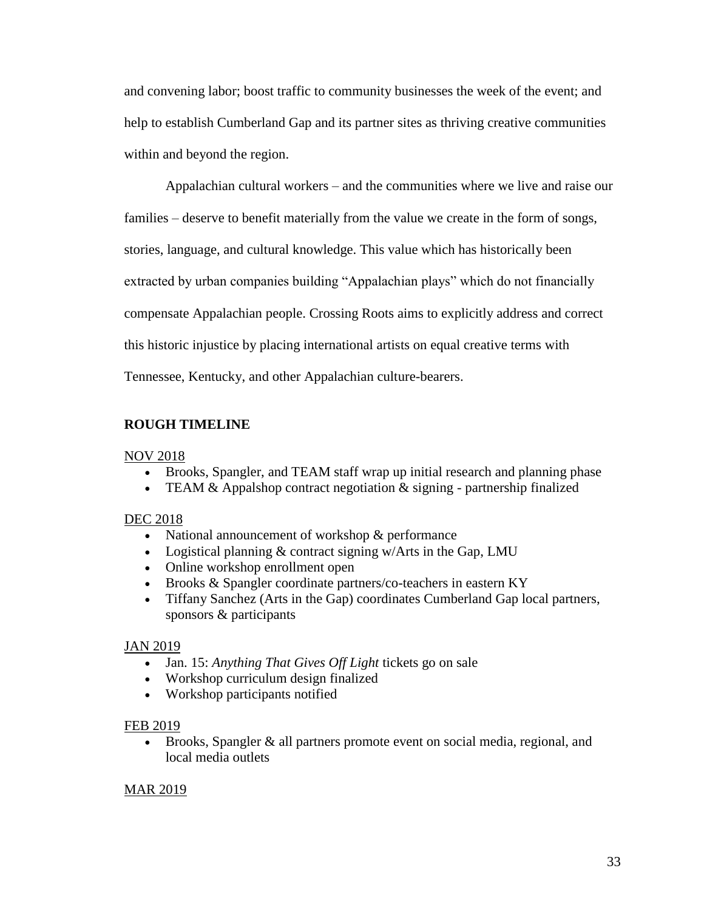and convening labor; boost traffic to community businesses the week of the event; and help to establish Cumberland Gap and its partner sites as thriving creative communities within and beyond the region.

Appalachian cultural workers – and the communities where we live and raise our families – deserve to benefit materially from the value we create in the form of songs, stories, language, and cultural knowledge. This value which has historically been extracted by urban companies building "Appalachian plays" which do not financially compensate Appalachian people. Crossing Roots aims to explicitly address and correct this historic injustice by placing international artists on equal creative terms with Tennessee, Kentucky, and other Appalachian culture-bearers.

**ROUGH TIMELINE**

<u>NOV 2018</u>

- Brooks, Spangler, and TEAM staff wrap up initial research and planning phase
- TEAM & Appalshop contract negotiation & signing - partnership finalized

<u>DEC 2018</u>

- National announcement of workshop & performance
- Logistical planning & contract signing w/Arts in the Gap, LMU
- Online workshop enrollment open
- Brooks & Spangler coordinate partners/co-teachers in eastern KY
- Tiffany Sanchez (Arts in the Gap) coordinates Cumberland Gap local partners, sponsors & participants

<u>JAN 2019</u>

- Jan. 15: *Anything That Gives Off Light* tickets go on sale
- Workshop curriculum design finalized
- Workshop participants notified

<u>FEB 2019</u>

- Brooks, Spangler & all partners promote event on social media, regional, and local media outlets

<u>MAR 2019</u>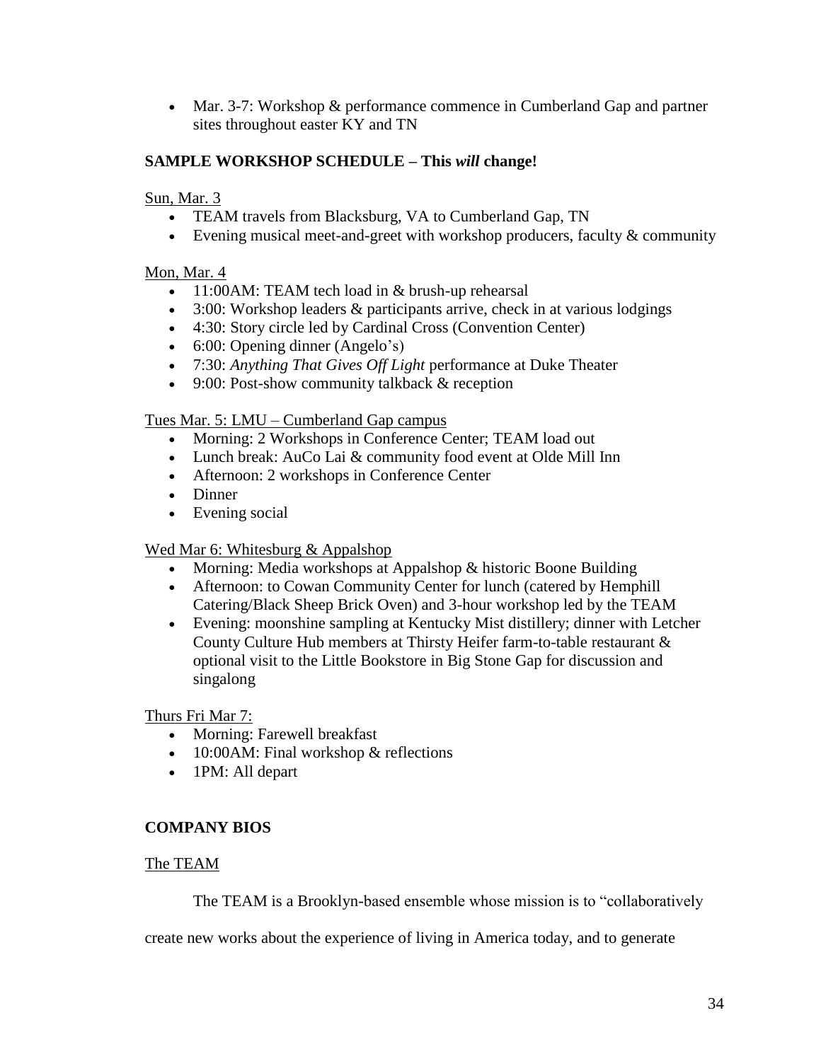- Mar. 3-7: Workshop & performance commence in Cumberland Gap and partner sites throughout easter KY and TN

**SAMPLE WORKSHOP SCHEDULE – This *will* change!**

<u>Sun, Mar. 3</u>

- TEAM travels from Blacksburg, VA to Cumberland Gap, TN
- Evening musical meet-and-greet with workshop producers, faculty & community

<u>Mon, Mar. 4</u>

- 11:00AM: TEAM tech load in & brush-up rehearsal
- 3:00: Workshop leaders & participants arrive, check in at various lodgings
- 4:30: Story circle led by Cardinal Cross (Convention Center)
- 6:00: Opening dinner (Angelo's)
- 7:30: *Anything That Gives Off Light* performance at Duke Theater
- 9:00: Post-show community talkback & reception

<u>Tues Mar. 5: LMU – Cumberland Gap campus</u>

- Morning: 2 Workshops in Conference Center; TEAM load out
- Lunch break: AuCo Lai & community food event at Olde Mill Inn
- Afternoon: 2 workshops in Conference Center
- Dinner
- Evening social

<u>Wed Mar 6: Whitesburg & Appalshop</u>

- Morning: Media workshops at Appalshop & historic Boone Building
- Afternoon: to Cowan Community Center for lunch (catered by Hemphill Catering/Black Sheep Brick Oven) and 3-hour workshop led by the TEAM
- Evening: moonshine sampling at Kentucky Mist distillery; dinner with Letcher County Culture Hub members at Thirsty Heifer farm-to-table restaurant & optional visit to the Little Bookstore in Big Stone Gap for discussion and singalong

<u>Thurs Fri Mar 7:</u>

- Morning: Farewell breakfast
- 10:00AM: Final workshop & reflections
- 1PM: All depart

**COMPANY BIOS**

<u>The TEAM</u>

The TEAM is a Brooklyn-based ensemble whose mission is to "collaboratively create new works about the experience of living in America today, and to generate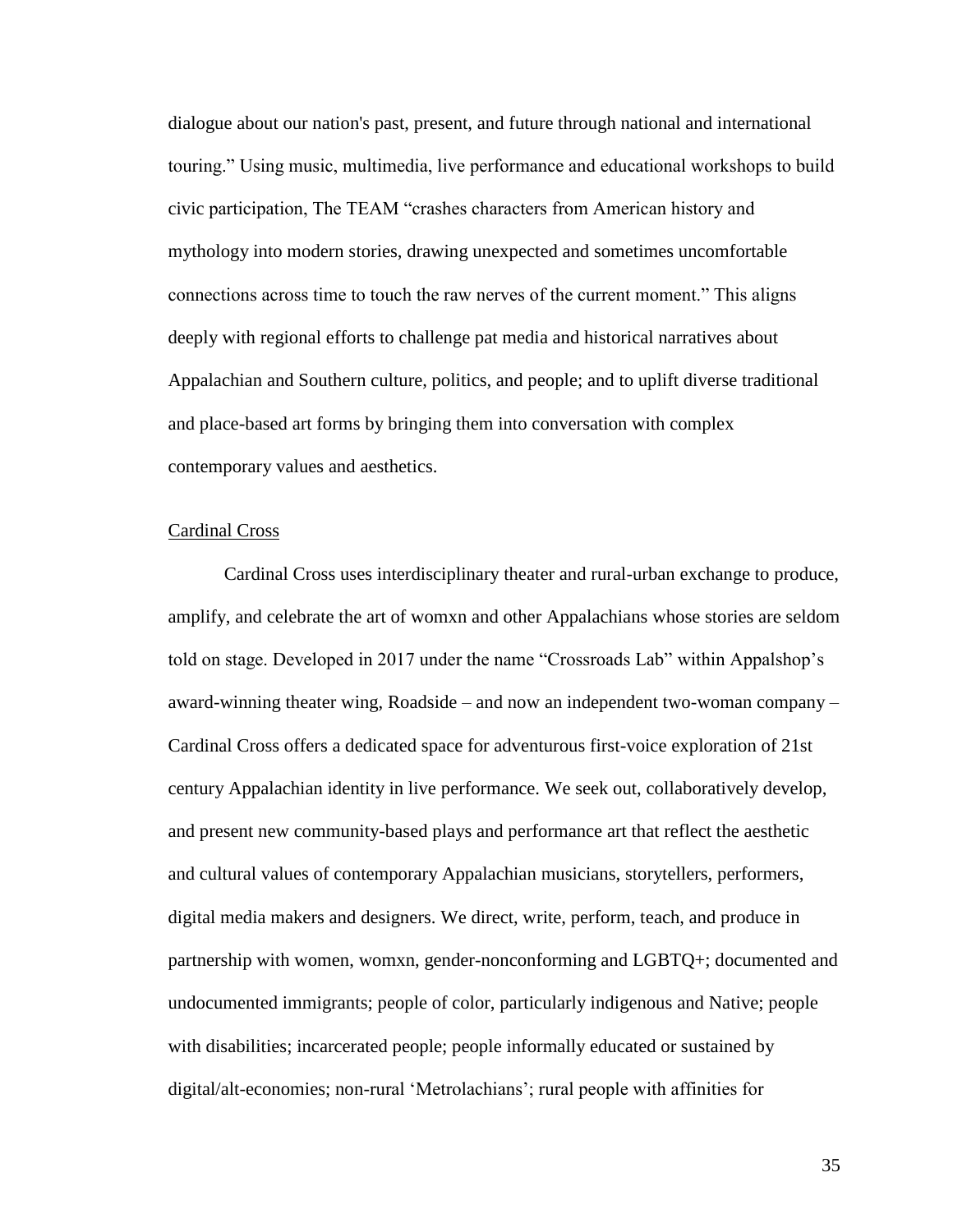dialogue about our nation's past, present, and future through national and international touring." Using music, multimedia, live performance and educational workshops to build civic participation, The TEAM "crashes characters from American history and mythology into modern stories, drawing unexpected and sometimes uncomfortable connections across time to touch the raw nerves of the current moment." This aligns deeply with regional efforts to challenge pat media and historical narratives about Appalachian and Southern culture, politics, and people; and to uplift diverse traditional and place-based art forms by bringing them into conversation with complex contemporary values and aesthetics.

<u>Cardinal Cross</u>

Cardinal Cross uses interdisciplinary theater and rural-urban exchange to produce, amplify, and celebrate the art of womxn and other Appalachians whose stories are seldom told on stage. Developed in 2017 under the name "Crossroads Lab" within Appalshop's award-winning theater wing, Roadside – and now an independent two-woman company – Cardinal Cross offers a dedicated space for adventurous first-voice exploration of 21st century Appalachian identity in live performance. We seek out, collaboratively develop, and present new community-based plays and performance art that reflect the aesthetic and cultural values of contemporary Appalachian musicians, storytellers, performers, digital media makers and designers. We direct, write, perform, teach, and produce in partnership with women, womxn, gender-nonconforming and LGBTQ+; documented and undocumented immigrants; people of color, particularly indigenous and Native; people with disabilities; incarcerated people; people informally educated or sustained by digital/alt-economies; non-rural 'Metrolachians'; rural people with affinities for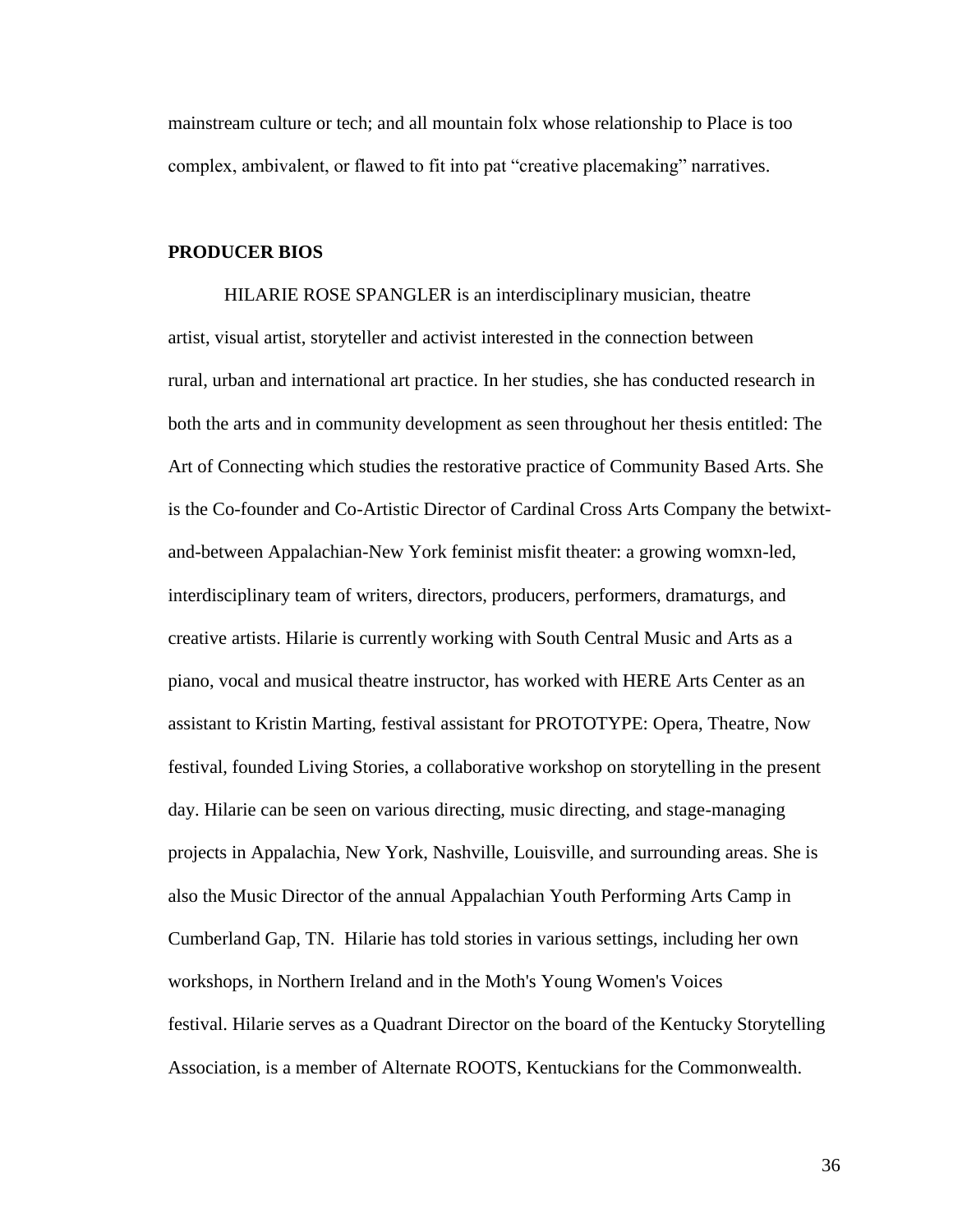mainstream culture or tech; and all mountain folx whose relationship to Place is too complex, ambivalent, or flawed to fit into pat "creative placemaking" narratives.

**PRODUCER BIOS**

HILARIE ROSE SPANGLER is an interdisciplinary musician, theatre artist, visual artist, storyteller and activist interested in the connection between rural, urban and international art practice. In her studies, she has conducted research in both the arts and in community development as seen throughout her thesis entitled: The Art of Connecting which studies the restorative practice of Community Based Arts. She is the Co-founder and Co-Artistic Director of Cardinal Cross Arts Company the betwixt-and-between Appalachian-New York feminist misfit theater: a growing womxn-led, interdisciplinary team of writers, directors, producers, performers, dramaturgs, and creative artists. Hilarie is currently working with South Central Music and Arts as a piano, vocal and musical theatre instructor, has worked with HERE Arts Center as an assistant to Kristin Marting, festival assistant for PROTOTYPE: Opera, Theatre, Now festival, founded Living Stories, a collaborative workshop on storytelling in the present day. Hilarie can be seen on various directing, music directing, and stage-managing projects in Appalachia, New York, Nashville, Louisville, and surrounding areas. She is also the Music Director of the annual Appalachian Youth Performing Arts Camp in Cumberland Gap, TN. Hilarie has told stories in various settings, including her own workshops, in Northern Ireland and in the Moth's Young Women's Voices festival. Hilarie serves as a Quadrant Director on the board of the Kentucky Storytelling Association, is a member of Alternate ROOTS, Kentuckians for the Commonwealth.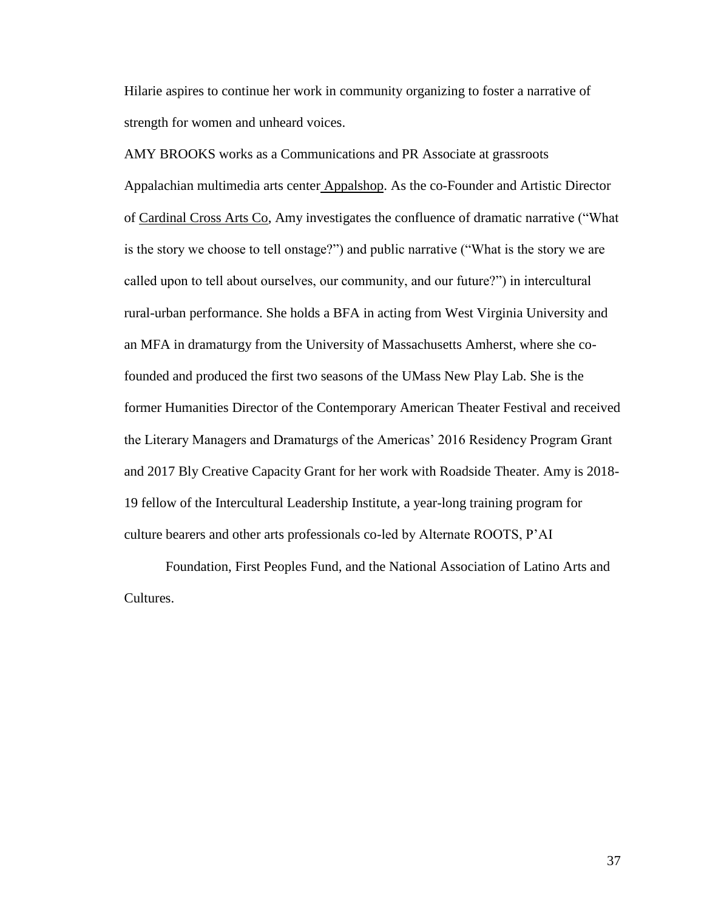Hilarie aspires to continue her work in community organizing to foster a narrative of strength for women and unheard voices.

AMY BROOKS works as a Communications and PR Associate at grassroots Appalachian multimedia arts center Appalshop. As the co-Founder and Artistic Director of Cardinal Cross Arts Co, Amy investigates the confluence of dramatic narrative ("What is the story we choose to tell onstage?") and public narrative ("What is the story we are called upon to tell about ourselves, our community, and our future?") in intercultural rural-urban performance. She holds a BFA in acting from West Virginia University and an MFA in dramaturgy from the University of Massachusetts Amherst, where she co-founded and produced the first two seasons of the UMass New Play Lab. She is the former Humanities Director of the Contemporary American Theater Festival and received the Literary Managers and Dramaturgs of the Americas' 2016 Residency Program Grant and 2017 Bly Creative Capacity Grant for her work with Roadside Theater. Amy is 2018-19 fellow of the Intercultural Leadership Institute, a year-long training program for culture bearers and other arts professionals co-led by Alternate ROOTS, P'AI Foundation, First Peoples Fund, and the National Association of Latino Arts and Cultures.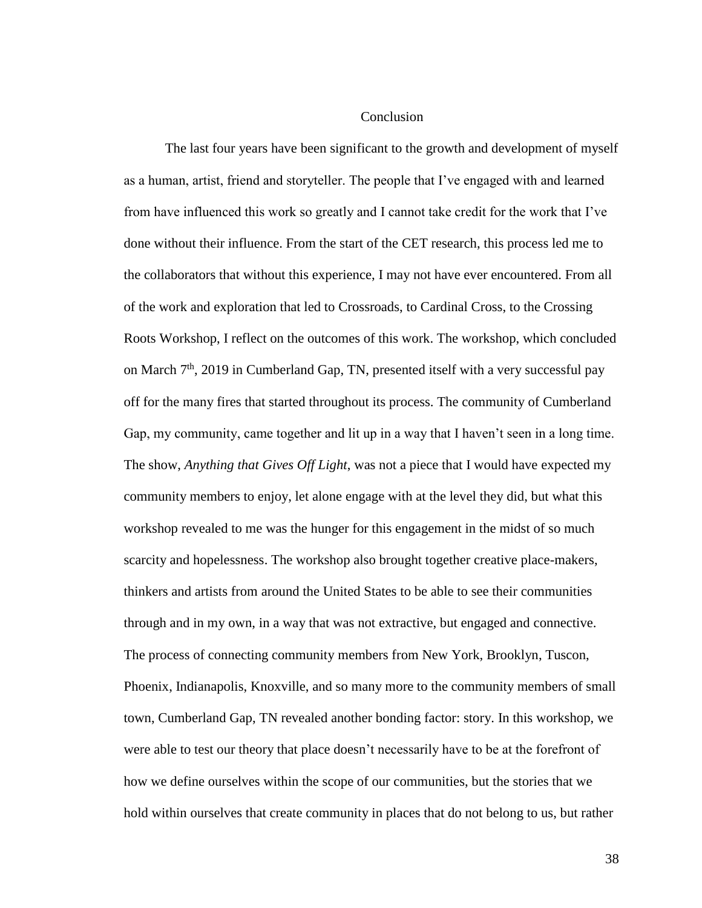# Conclusion

The last four years have been significant to the growth and development of myself as a human, artist, friend and storyteller. The people that I've engaged with and learned from have influenced this work so greatly and I cannot take credit for the work that I've done without their influence. From the start of the CET research, this process led me to the collaborators that without this experience, I may not have ever encountered. From all of the work and exploration that led to Crossroads, to Cardinal Cross, to the Crossing Roots Workshop, I reflect on the outcomes of this work. The workshop, which concluded on March 7th, 2019 in Cumberland Gap, TN, presented itself with a very successful pay off for the many fires that started throughout its process. The community of Cumberland Gap, my community, came together and lit up in a way that I haven't seen in a long time. The show, *Anything that Gives Off Light*, was not a piece that I would have expected my community members to enjoy, let alone engage with at the level they did, but what this workshop revealed to me was the hunger for this engagement in the midst of so much scarcity and hopelessness. The workshop also brought together creative place-makers, thinkers and artists from around the United States to be able to see their communities through and in my own, in a way that was not extractive, but engaged and connective. The process of connecting community members from New York, Brooklyn, Tuscon, Phoenix, Indianapolis, Knoxville, and so many more to the community members of small town, Cumberland Gap, TN revealed another bonding factor: story. In this workshop, we were able to test our theory that place doesn't necessarily have to be at the forefront of how we define ourselves within the scope of our communities, but the stories that we hold within ourselves that create community in places that do not belong to us, but rather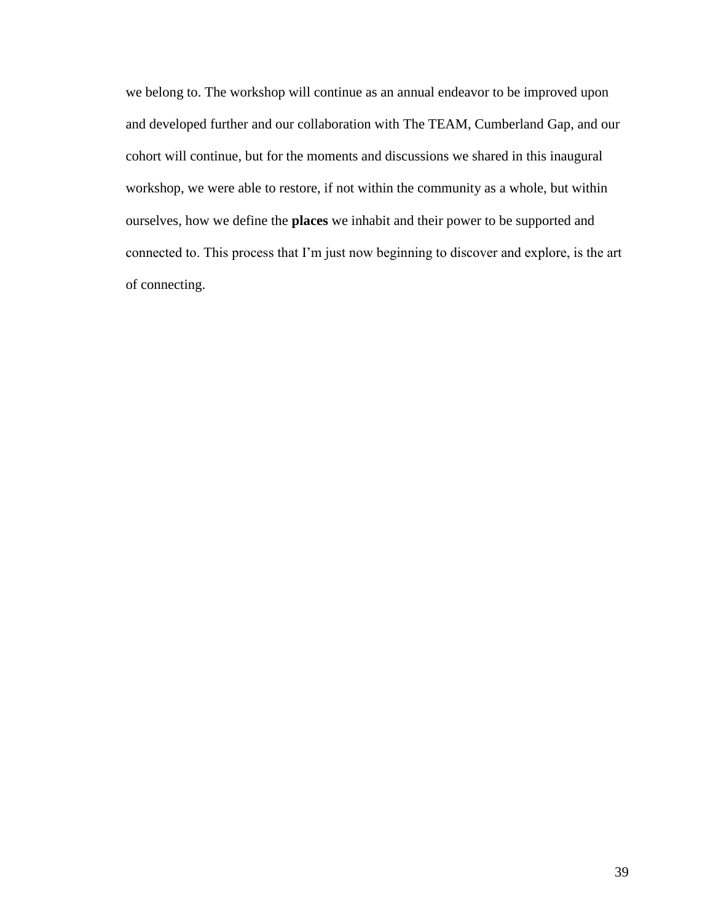we belong to. The workshop will continue as an annual endeavor to be improved upon and developed further and our collaboration with The TEAM, Cumberland Gap, and our cohort will continue, but for the moments and discussions we shared in this inaugural workshop, we were able to restore, if not within the community as a whole, but within ourselves, how we define the **places** we inhabit and their power to be supported and connected to. This process that I'm just now beginning to discover and explore, is the art of connecting.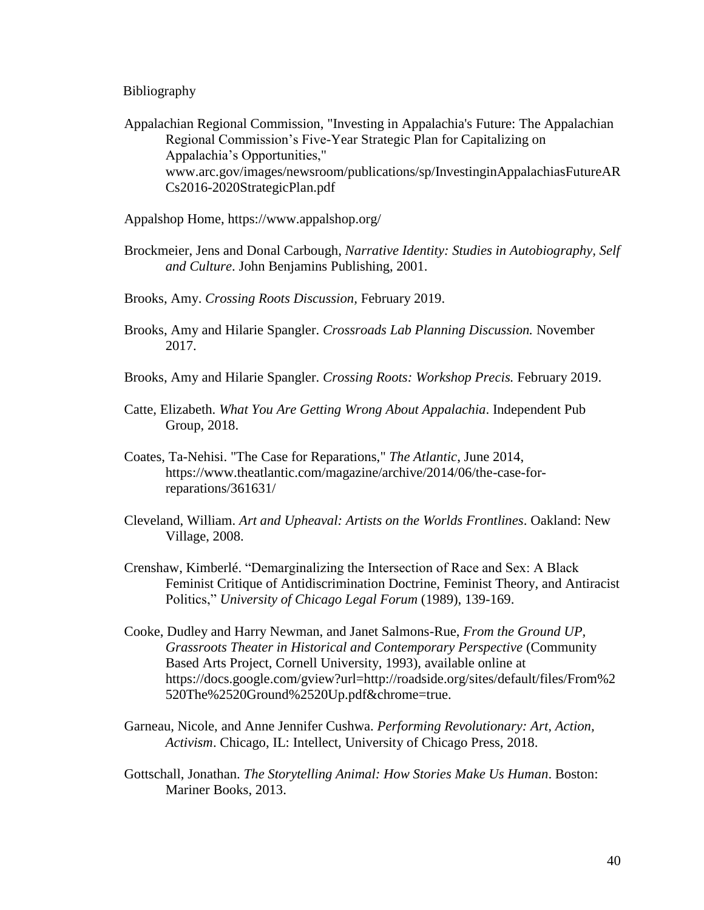# Bibliography

Appalachian Regional Commission, "Investing in Appalachia's Future: The Appalachian Regional Commission's Five-Year Strategic Plan for Capitalizing on Appalachia's Opportunities," www.arc.gov/images/newsroom/publications/sp/InvestinginAppalachiasFutureARCs2016-2020StrategicPlan.pdf

Appalshop Home, https://www.appalshop.org/

Brockmeier, Jens and Donal Carbough, *Narrative Identity: Studies in Autobiography, Self and Culture*. John Benjamins Publishing, 2001.

Brooks, Amy. *Crossing Roots Discussion,* February 2019.

Brooks, Amy and Hilarie Spangler. *Crossroads Lab Planning Discussion.* November 2017.

Brooks, Amy and Hilarie Spangler. *Crossing Roots: Workshop Precis.* February 2019.

Catte, Elizabeth. *What You Are Getting Wrong About Appalachia*. Independent Pub Group, 2018.

Coates, Ta-Nehisi. "The Case for Reparations," *The Atlantic*, June 2014, https://www.theatlantic.com/magazine/archive/2014/06/the-case-for-reparations/361631/

Cleveland, William. *Art and Upheaval: Artists on the Worlds Frontlines*. Oakland: New Village, 2008.

Crenshaw, Kimberlé. "Demarginalizing the Intersection of Race and Sex: A Black Feminist Critique of Antidiscrimination Doctrine, Feminist Theory, and Antiracist Politics," *University of Chicago Legal Forum* (1989), 139-169.

Cooke, Dudley and Harry Newman, and Janet Salmons-Rue, *From the Ground UP, Grassroots Theater in Historical and Contemporary Perspective* (Community Based Arts Project, Cornell University, 1993), available online at https://docs.google.com/gview?url=http://roadside.org/sites/default/files/From%2520The%2520Ground%2520Up.pdf&chrome=true.

Garneau, Nicole, and Anne Jennifer Cushwa. *Performing Revolutionary: Art, Action, Activism*. Chicago, IL: Intellect, University of Chicago Press, 2018.

Gottschall, Jonathan. *The Storytelling Animal: How Stories Make Us Human*. Boston: Mariner Books, 2013.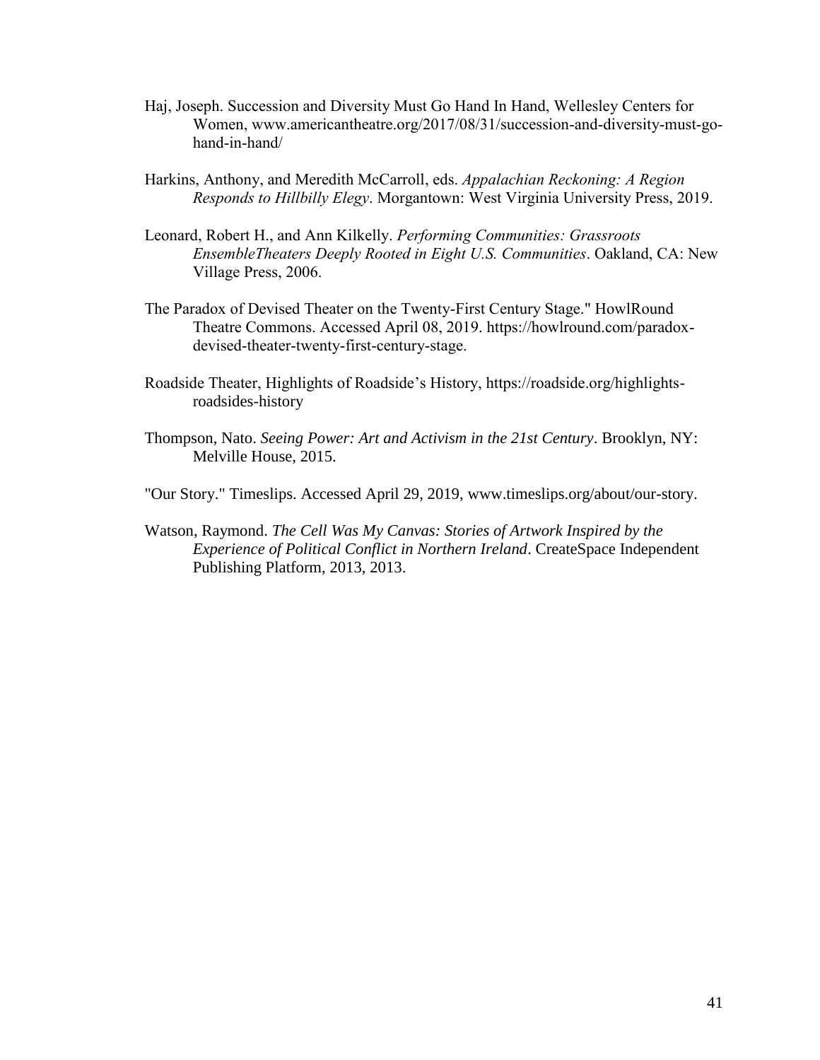Haj, Joseph. Succession and Diversity Must Go Hand In Hand, Wellesley Centers for Women, www.americantheatre.org/2017/08/31/succession-and-diversity-must-go-hand-in-hand/

Harkins, Anthony, and Meredith McCarroll, eds. *Appalachian Reckoning: A Region Responds to Hillbilly Elegy*. Morgantown: West Virginia University Press, 2019.

Leonard, Robert H., and Ann Kilkelly. *Performing Communities: Grassroots EnsembleTheaters Deeply Rooted in Eight U.S. Communities*. Oakland, CA: New Village Press, 2006.

The Paradox of Devised Theater on the Twenty-First Century Stage." HowlRound Theatre Commons. Accessed April 08, 2019. https://howlround.com/paradox-devised-theater-twenty-first-century-stage.

Roadside Theater, Highlights of Roadside's History, https://roadside.org/highlights-roadsides-history

Thompson, Nato. *Seeing Power: Art and Activism in the 21st Century*. Brooklyn, NY: Melville House, 2015.

"Our Story." Timeslips. Accessed April 29, 2019, www.timeslips.org/about/our-story.

Watson, Raymond. *The Cell Was My Canvas: Stories of Artwork Inspired by the Experience of Political Conflict in Northern Ireland*. CreateSpace Independent Publishing Platform, 2013, 2013.